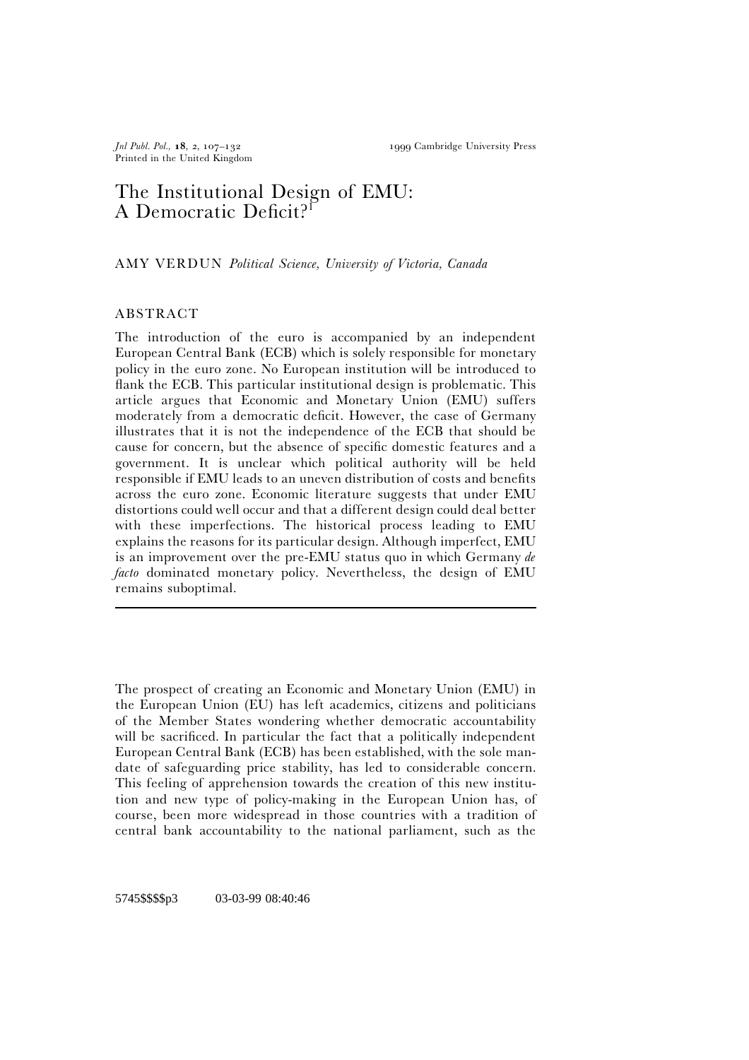# The Institutional Design of EMU: A Democratic Deficit?[1]

AMY VERDUN *Political Science, University of Victoria, Canada*

## ABSTRACT

The introduction of the euro is accompanied by an independent European Central Bank (ECB) which is solely responsible for monetary policy in the euro zone. No European institution will be introduced to flank the ECB. This particular institutional design is problematic. This article argues that Economic and Monetary Union (EMU) suffers moderately from a democratic deficit. However, the case of Germany illustrates that it is not the independence of the ECB that should be cause for concern, but the absence of specific domestic features and a government. It is unclear which political authority will be held responsible if EMU leads to an uneven distribution of costs and benefits across the euro zone. Economic literature suggests that under EMU distortions could well occur and that a different design could deal better with these imperfections. The historical process leading to EMU explains the reasons for its particular design. Although imperfect, EMU is an improvement over the pre-EMU status quo in which Germany *de facto* dominated monetary policy. Nevertheless, the design of EMU remains suboptimal.

---

The prospect of creating an Economic and Monetary Union (EMU) in the European Union (EU) has left academics, citizens and politicians of the Member States wondering whether democratic accountability will be sacrificed. In particular the fact that a politically independent European Central Bank (ECB) has been established, with the sole mandate of safeguarding price stability, has led to considerable concern. This feeling of apprehension towards the creation of this new institution and new type of policy-making in the European Union has, of course, been more widespread in those countries with a tradition of central bank accountability to the national parliament, such as the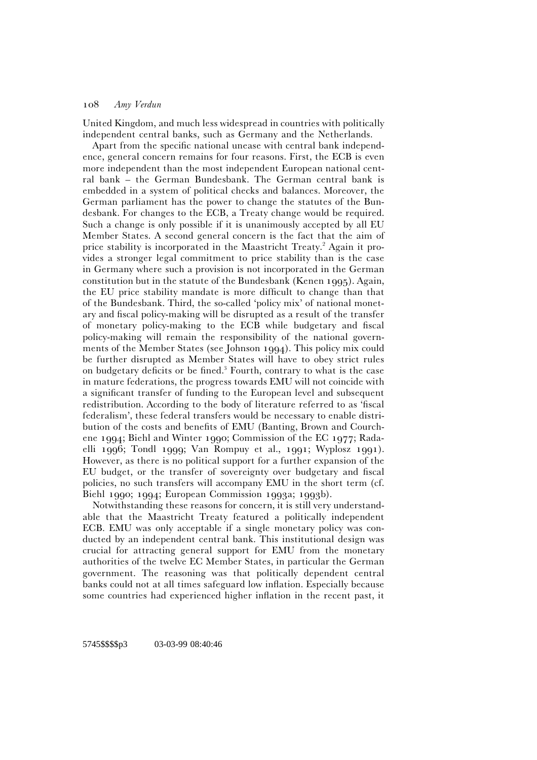United Kingdom, and much less widespread in countries with politically independent central banks, such as Germany and the Netherlands.

Apart from the specific national unease with central bank independence, general concern remains for four reasons. First, the ECB is even more independent than the most independent European national central bank – the German Bundesbank. The German central bank is embedded in a system of political checks and balances. Moreover, the German parliament has the power to change the statutes of the Bundesbank. For changes to the ECB, a Treaty change would be required. Such a change is only possible if it is unanimously accepted by all EU Member States. A second general concern is the fact that the aim of price stability is incorporated in the Maastricht Treaty.[2] Again it provides a stronger legal commitment to price stability than is the case in Germany where such a provision is not incorporated in the German constitution but in the statute of the Bundesbank (Kenen 1995). Again, the EU price stability mandate is more difficult to change than that of the Bundesbank. Third, the so-called 'policy mix' of national monetary and fiscal policy-making will be disrupted as a result of the transfer of monetary policy-making to the ECB while budgetary and fiscal policy-making will remain the responsibility of the national governments of the Member States (see Johnson 1994). This policy mix could be further disrupted as Member States will have to obey strict rules on budgetary deficits or be fined.[3] Fourth, contrary to what is the case in mature federations, the progress towards EMU will not coincide with a significant transfer of funding to the European level and subsequent redistribution. According to the body of literature referred to as 'fiscal federalism', these federal transfers would be necessary to enable distribution of the costs and benefits of EMU (Banting, Brown and Courchene 1994; Biehl and Winter 1990; Commission of the EC 1977; Radaelli 1996; Tondl 1999; Van Rompuy et al., 1991; Wyplosz 1991). However, as there is no political support for a further expansion of the EU budget, or the transfer of sovereignty over budgetary and fiscal policies, no such transfers will accompany EMU in the short term (cf. Biehl 1990; 1994; European Commission 1993a; 1993b).

Notwithstanding these reasons for concern, it is still very understandable that the Maastricht Treaty featured a politically independent ECB. EMU was only acceptable if a single monetary policy was conducted by an independent central bank. This institutional design was crucial for attracting general support for EMU from the monetary authorities of the twelve EC Member States, in particular the German government. The reasoning was that politically dependent central banks could not at all times safeguard low inflation. Especially because some countries had experienced higher inflation in the recent past, it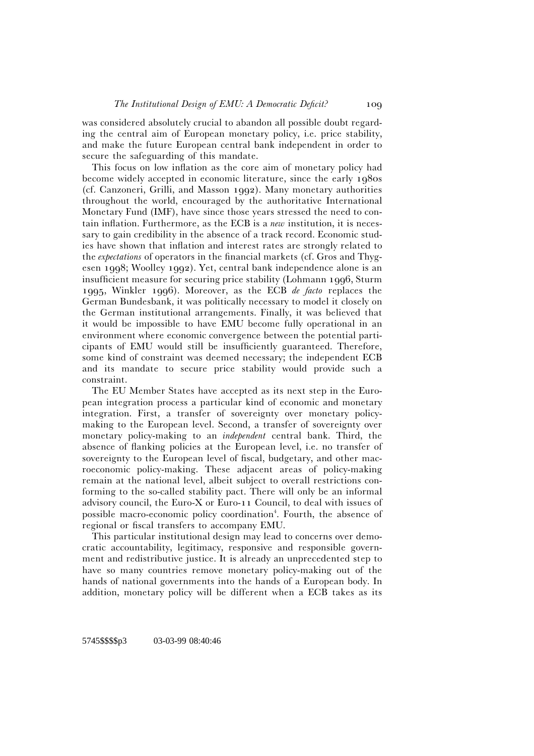was considered absolutely crucial to abandon all possible doubt regarding the central aim of European monetary policy, i.e. price stability, and make the future European central bank independent in order to secure the safeguarding of this mandate.

This focus on low inflation as the core aim of monetary policy had become widely accepted in economic literature, since the early 1980s (cf. Canzoneri, Grilli, and Masson 1992). Many monetary authorities throughout the world, encouraged by the authoritative International Monetary Fund (IMF), have since those years stressed the need to contain inflation. Furthermore, as the ECB is a *new* institution, it is necessary to gain credibility in the absence of a track record. Economic studies have shown that inflation and interest rates are strongly related to the *expectations* of operators in the financial markets (cf. Gros and Thygesen 1998; Woolley 1992). Yet, central bank independence alone is an insufficient measure for securing price stability (Lohmann 1996, Sturm 1995, Winkler 1996). Moreover, as the ECB *de facto* replaces the German Bundesbank, it was politically necessary to model it closely on the German institutional arrangements. Finally, it was believed that it would be impossible to have EMU become fully operational in an environment where economic convergence between the potential participants of EMU would still be insufficiently guaranteed. Therefore, some kind of constraint was deemed necessary; the independent ECB and its mandate to secure price stability would provide such a constraint.

The EU Member States have accepted as its next step in the European integration process a particular kind of economic and monetary integration. First, a transfer of sovereignty over monetary policy-making to the European level. Second, a transfer of sovereignty over monetary policy-making to an *independent* central bank. Third, the absence of flanking policies at the European level, i.e. no transfer of sovereignty to the European level of fiscal, budgetary, and other macroeconomic policy-making. These adjacent areas of policy-making remain at the national level, albeit subject to overall restrictions conforming to the so-called stability pact. There will only be an informal advisory council, the Euro-X or Euro-11 Council, to deal with issues of possible macro-economic policy coordination[4]. Fourth, the absence of regional or fiscal transfers to accompany EMU.

This particular institutional design may lead to concerns over democratic accountability, legitimacy, responsive and responsible government and redistributive justice. It is already an unprecedented step to have so many countries remove monetary policy-making out of the hands of national governments into the hands of a European body. In addition, monetary policy will be different when a ECB takes as its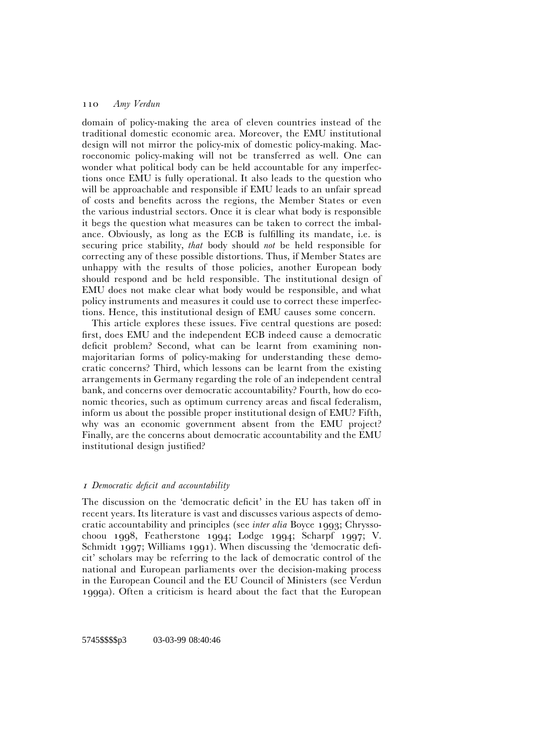domain of policy-making the area of eleven countries instead of the traditional domestic economic area. Moreover, the EMU institutional design will not mirror the policy-mix of domestic policy-making. Macroeconomic policy-making will not be transferred as well. One can wonder what political body can be held accountable for any imperfections once EMU is fully operational. It also leads to the question who will be approachable and responsible if EMU leads to an unfair spread of costs and benefits across the regions, the Member States or even the various industrial sectors. Once it is clear what body is responsible it begs the question what measures can be taken to correct the imbalance. Obviously, as long as the ECB is fulfilling its mandate, i.e. is securing price stability, *that* body should *not* be held responsible for correcting any of these possible distortions. Thus, if Member States are unhappy with the results of those policies, another European body should respond and be held responsible. The institutional design of EMU does not make clear what body would be responsible, and what policy instruments and measures it could use to correct these imperfections. Hence, this institutional design of EMU causes some concern.

This article explores these issues. Five central questions are posed: first, does EMU and the independent ECB indeed cause a democratic deficit problem? Second, what can be learnt from examining non-majoritarian forms of policy-making for understanding these democratic concerns? Third, which lessons can be learnt from the existing arrangements in Germany regarding the role of an independent central bank, and concerns over democratic accountability? Fourth, how do economic theories, such as optimum currency areas and fiscal federalism, inform us about the possible proper institutional design of EMU? Fifth, why was an economic government absent from the EMU project? Finally, are the concerns about democratic accountability and the EMU institutional design justified?

## *1 Democratic deficit and accountability*

The discussion on the 'democratic deficit' in the EU has taken off in recent years. Its literature is vast and discusses various aspects of democratic accountability and principles (see *inter alia* Boyce 1993; Chryssochoou 1998, Featherstone 1994; Lodge 1994; Scharpf 1997; V. Schmidt 1997; Williams 1991). When discussing the 'democratic deficit' scholars may be referring to the lack of democratic control of the national and European parliaments over the decision-making process in the European Council and the EU Council of Ministers (see Verdun 1999a). Often a criticism is heard about the fact that the European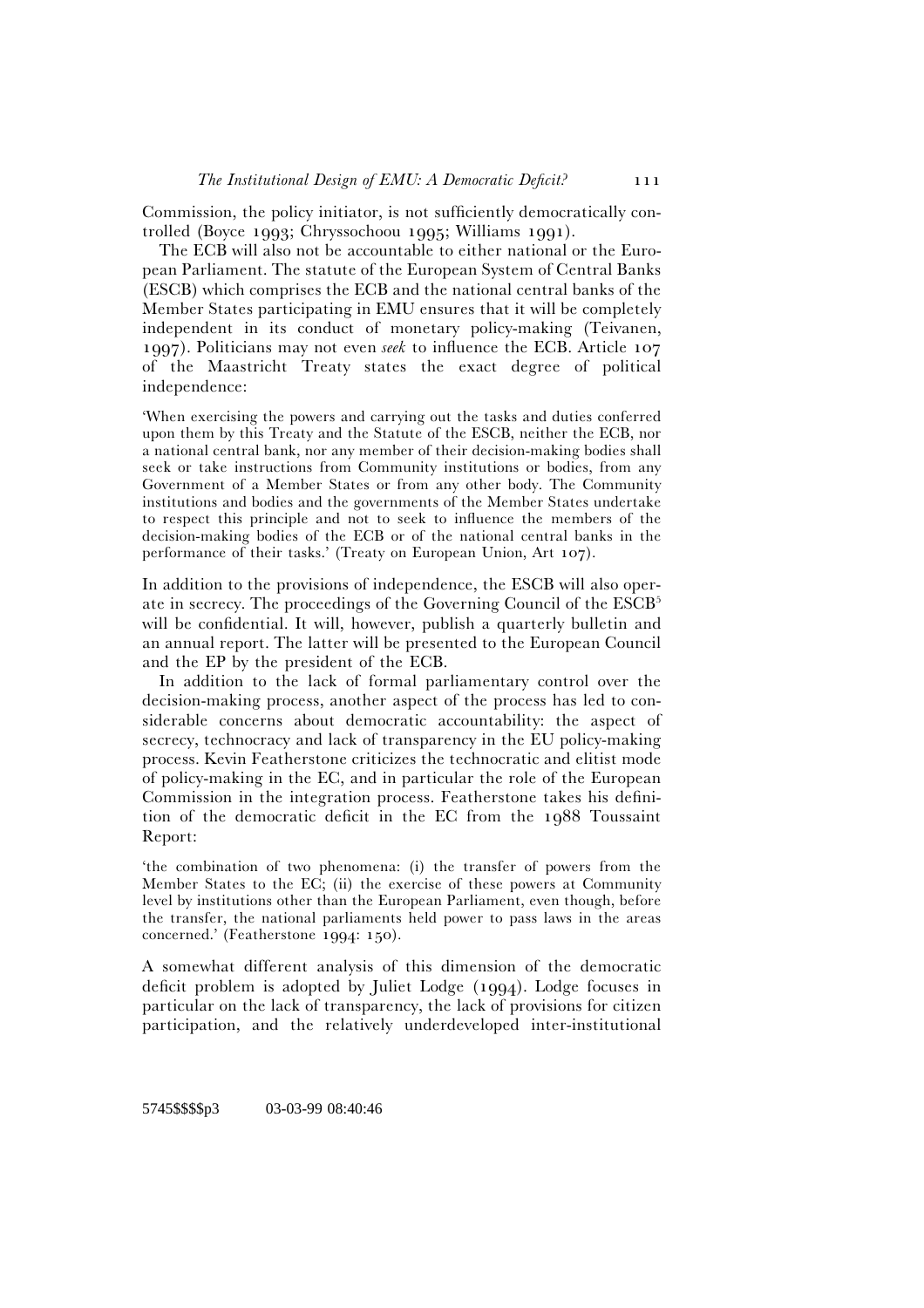Commission, the policy initiator, is not sufficiently democratically controlled (Boyce 1993; Chryssochoou 1995; Williams 1991).

The ECB will also not be accountable to either national or the European Parliament. The statute of the European System of Central Banks (ESCB) which comprises the ECB and the national central banks of the Member States participating in EMU ensures that it will be completely independent in its conduct of monetary policy-making (Teivanen, 1997). Politicians may not even *seek* to influence the ECB. Article 107 of the Maastricht Treaty states the exact degree of political independence:

> 'When exercising the powers and carrying out the tasks and duties conferred upon them by this Treaty and the Statute of the ESCB, neither the ECB, nor a national central bank, nor any member of their decision-making bodies shall seek or take instructions from Community institutions or bodies, from any Government of a Member States or from any other body. The Community institutions and bodies and the governments of the Member States undertake to respect this principle and not to seek to influence the members of the decision-making bodies of the ECB or of the national central banks in the performance of their tasks.' (Treaty on European Union, Art 107).

In addition to the provisions of independence, the ESCB will also operate in secrecy. The proceedings of the Governing Council of the ESCB[5] will be confidential. It will, however, publish a quarterly bulletin and an annual report. The latter will be presented to the European Council and the EP by the president of the ECB.

In addition to the lack of formal parliamentary control over the decision-making process, another aspect of the process has led to considerable concerns about democratic accountability: the aspect of secrecy, technocracy and lack of transparency in the EU policy-making process. Kevin Featherstone criticizes the technocratic and elitist mode of policy-making in the EC, and in particular the role of the European Commission in the integration process. Featherstone takes his definition of the democratic deficit in the EC from the 1988 Toussaint Report:

> 'the combination of two phenomena: (i) the transfer of powers from the Member States to the EC; (ii) the exercise of these powers at Community level by institutions other than the European Parliament, even though, before the transfer, the national parliaments held power to pass laws in the areas concerned.' (Featherstone 1994: 150).

A somewhat different analysis of this dimension of the democratic deficit problem is adopted by Juliet Lodge (1994). Lodge focuses in particular on the lack of transparency, the lack of provisions for citizen participation, and the relatively underdeveloped inter-institutional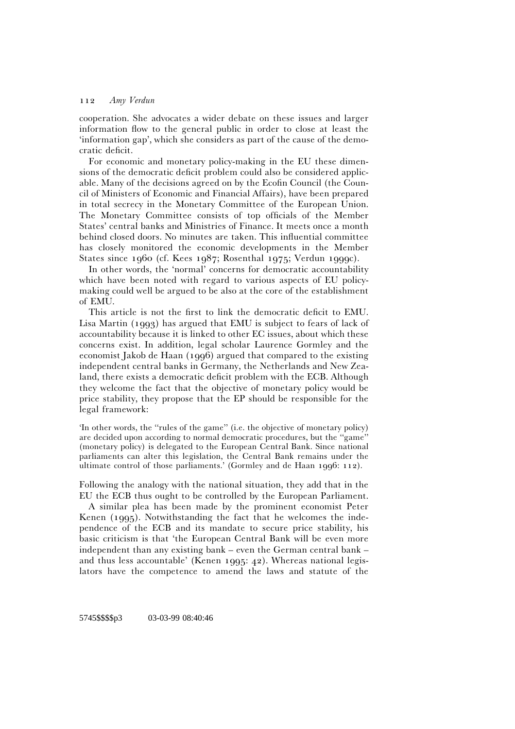cooperation. She advocates a wider debate on these issues and larger information flow to the general public in order to close at least the 'information gap', which she considers as part of the cause of the democratic deficit.

For economic and monetary policy-making in the EU these dimensions of the democratic deficit problem could also be considered applicable. Many of the decisions agreed on by the Ecofin Council (the Council of Ministers of Economic and Financial Affairs), have been prepared in total secrecy in the Monetary Committee of the European Union. The Monetary Committee consists of top officials of the Member States' central banks and Ministries of Finance. It meets once a month behind closed doors. No minutes are taken. This influential committee has closely monitored the economic developments in the Member States since 1960 (cf. Kees 1987; Rosenthal 1975; Verdun 1999c).

In other words, the 'normal' concerns for democratic accountability which have been noted with regard to various aspects of EU policy-making could well be argued to be also at the core of the establishment of EMU.

This article is not the first to link the democratic deficit to EMU. Lisa Martin (1993) has argued that EMU is subject to fears of lack of accountability because it is linked to other EC issues, about which these concerns exist. In addition, legal scholar Laurence Gormley and the economist Jakob de Haan (1996) argued that compared to the existing independent central banks in Germany, the Netherlands and New Zealand, there exists a democratic deficit problem with the ECB. Although they welcome the fact that the objective of monetary policy would be price stability, they propose that the EP should be responsible for the legal framework:

> 'In other words, the "rules of the game" (i.e. the objective of monetary policy) are decided upon according to normal democratic procedures, but the "game" (monetary policy) is delegated to the European Central Bank. Since national parliaments can alter this legislation, the Central Bank remains under the ultimate control of those parliaments.' (Gormley and de Haan 1996: 112).

Following the analogy with the national situation, they add that in the EU the ECB thus ought to be controlled by the European Parliament.

A similar plea has been made by the prominent economist Peter Kenen (1995). Notwithstanding the fact that he welcomes the independence of the ECB and its mandate to secure price stability, his basic criticism is that 'the European Central Bank will be even more independent than any existing bank – even the German central bank – and thus less accountable' (Kenen 1995: 42). Whereas national legislators have the competence to amend the laws and statute of the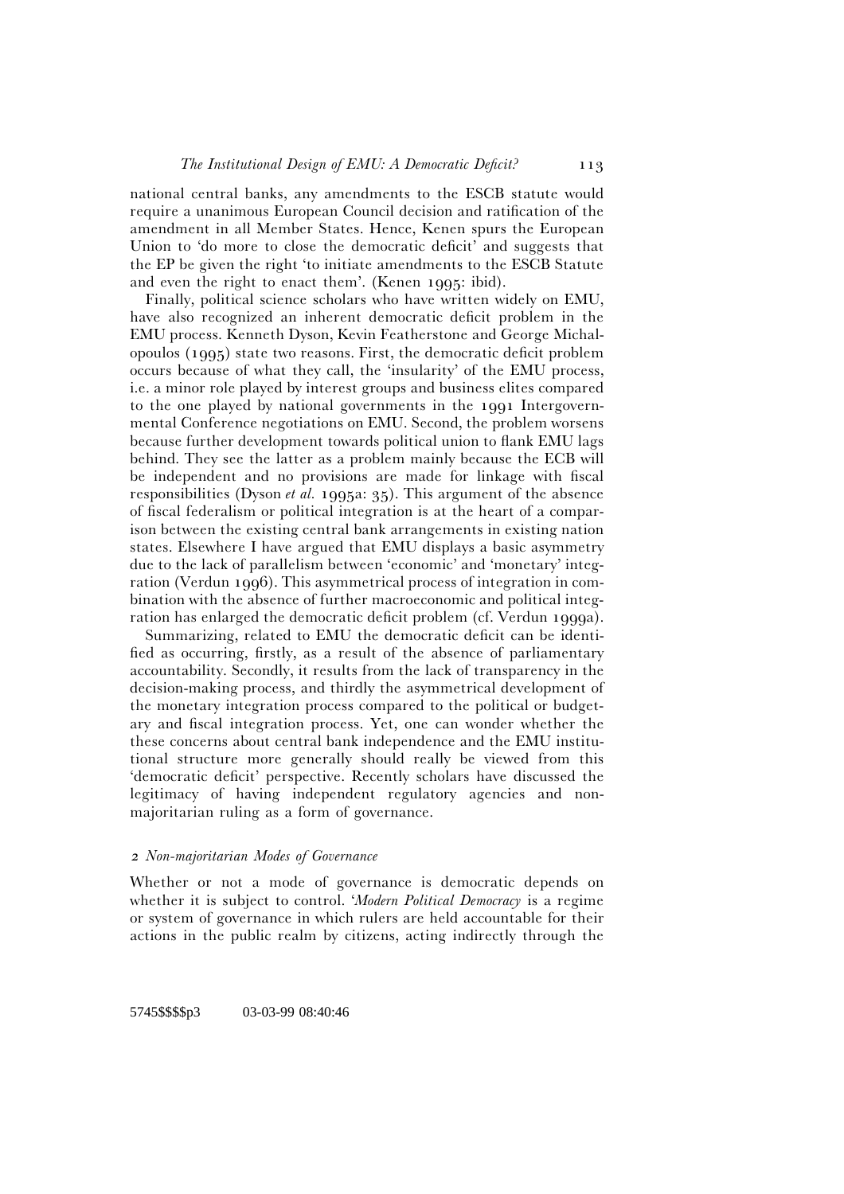national central banks, any amendments to the ESCB statute would require a unanimous European Council decision and ratification of the amendment in all Member States. Hence, Kenen spurs the European Union to 'do more to close the democratic deficit' and suggests that the EP be given the right 'to initiate amendments to the ESCB Statute and even the right to enact them'. (Kenen 1995: ibid).

Finally, political science scholars who have written widely on EMU, have also recognized an inherent democratic deficit problem in the EMU process. Kenneth Dyson, Kevin Featherstone and George Michalopoulos (1995) state two reasons. First, the democratic deficit problem occurs because of what they call, the 'insularity' of the EMU process, i.e. a minor role played by interest groups and business elites compared to the one played by national governments in the 1991 Intergovernmental Conference negotiations on EMU. Second, the problem worsens because further development towards political union to flank EMU lags behind. They see the latter as a problem mainly because the ECB will be independent and no provisions are made for linkage with fiscal responsibilities (Dyson *et al.* 1995a: 35). This argument of the absence of fiscal federalism or political integration is at the heart of a comparison between the existing central bank arrangements in existing nation states. Elsewhere I have argued that EMU displays a basic asymmetry due to the lack of parallelism between 'economic' and 'monetary' integration (Verdun 1996). This asymmetrical process of integration in combination with the absence of further macroeconomic and political integration has enlarged the democratic deficit problem (cf. Verdun 1999a).

Summarizing, related to EMU the democratic deficit can be identified as occurring, firstly, as a result of the absence of parliamentary accountability. Secondly, it results from the lack of transparency in the decision-making process, and thirdly the asymmetrical development of the monetary integration process compared to the political or budgetary and fiscal integration process. Yet, one can wonder whether the these concerns about central bank independence and the EMU institutional structure more generally should really be viewed from this 'democratic deficit' perspective. Recently scholars have discussed the legitimacy of having independent regulatory agencies and non-majoritarian ruling as a form of governance.

## *2 Non-majoritarian Modes of Governance*

Whether or not a mode of governance is democratic depends on whether it is subject to control. '*Modern Political Democracy* is a regime or system of governance in which rulers are held accountable for their actions in the public realm by citizens, acting indirectly through the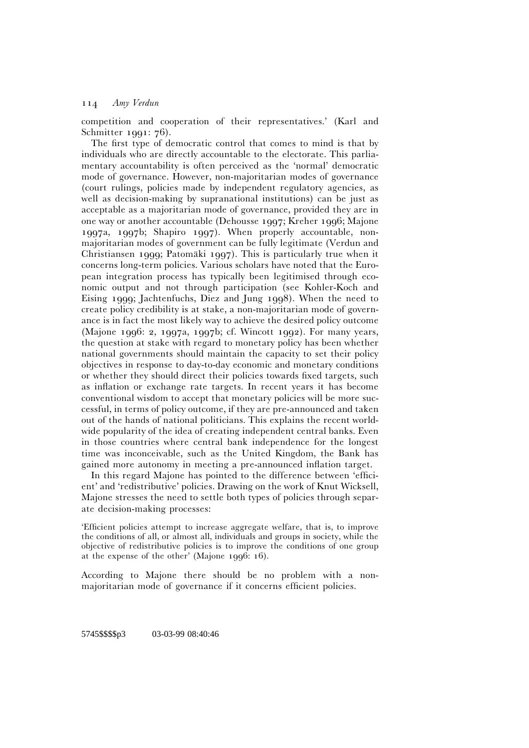competition and cooperation of their representatives.' (Karl and Schmitter 1991: 76).

The first type of democratic control that comes to mind is that by individuals who are directly accountable to the electorate. This parliamentary accountability is often perceived as the 'normal' democratic mode of governance. However, non-majoritarian modes of governance (court rulings, policies made by independent regulatory agencies, as well as decision-making by supranational institutions) can be just as acceptable as a majoritarian mode of governance, provided they are in one way or another accountable (Dehousse 1997; Kreher 1996; Majone 1997a, 1997b; Shapiro 1997). When properly accountable, non-majoritarian modes of government can be fully legitimate (Verdun and Christiansen 1999; Patomäki 1997). This is particularly true when it concerns long-term policies. Various scholars have noted that the European integration process has typically been legitimised through economic output and not through participation (see Kohler-Koch and Eising 1999; Jachtenfuchs, Diez and Jung 1998). When the need to create policy credibility is at stake, a non-majoritarian mode of governance is in fact the most likely way to achieve the desired policy outcome (Majone 1996: 2, 1997a, 1997b; cf. Wincott 1992). For many years, the question at stake with regard to monetary policy has been whether national governments should maintain the capacity to set their policy objectives in response to day-to-day economic and monetary conditions or whether they should direct their policies towards fixed targets, such as inflation or exchange rate targets. In recent years it has become conventional wisdom to accept that monetary policies will be more successful, in terms of policy outcome, if they are pre-announced and taken out of the hands of national politicians. This explains the recent worldwide popularity of the idea of creating independent central banks. Even in those countries where central bank independence for the longest time was inconceivable, such as the United Kingdom, the Bank has gained more autonomy in meeting a pre-announced inflation target.

In this regard Majone has pointed to the difference between 'efficient' and 'redistributive' policies. Drawing on the work of Knut Wicksell, Majone stresses the need to settle both types of policies through separate decision-making processes:

> 'Efficient policies attempt to increase aggregate welfare, that is, to improve the conditions of all, or almost all, individuals and groups in society, while the objective of redistributive policies is to improve the conditions of one group at the expense of the other' (Majone 1996: 16).

According to Majone there should be no problem with a non-majoritarian mode of governance if it concerns efficient policies.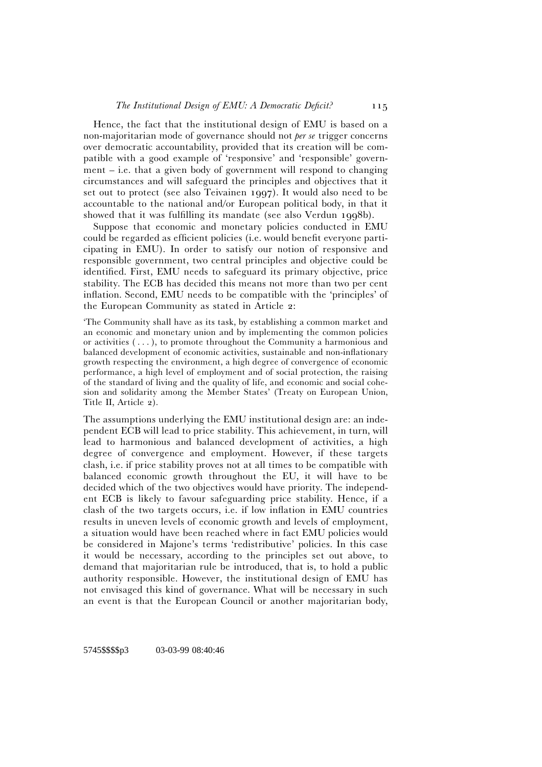Hence, the fact that the institutional design of EMU is based on a non-majoritarian mode of governance should not *per se* trigger concerns over democratic accountability, provided that its creation will be compatible with a good example of 'responsive' and 'responsible' government – i.e. that a given body of government will respond to changing circumstances and will safeguard the principles and objectives that it set out to protect (see also Teivainen 1997). It would also need to be accountable to the national and/or European political body, in that it showed that it was fulfilling its mandate (see also Verdun 1998b).

Suppose that economic and monetary policies conducted in EMU could be regarded as efficient policies (i.e. would benefit everyone participating in EMU). In order to satisfy our notion of responsive and responsible government, two central principles and objective could be identified. First, EMU needs to safeguard its primary objective, price stability. The ECB has decided this means not more than two per cent inflation. Second, EMU needs to be compatible with the 'principles' of the European Community as stated in Article 2:

> 'The Community shall have as its task, by establishing a common market and an economic and monetary union and by implementing the common policies or activities ( . . . ), to promote throughout the Community a harmonious and balanced development of economic activities, sustainable and non-inflationary growth respecting the environment, a high degree of convergence of economic performance, a high level of employment and of social protection, the raising of the standard of living and the quality of life, and economic and social cohesion and solidarity among the Member States' (Treaty on European Union, Title II, Article 2).

The assumptions underlying the EMU institutional design are: an independent ECB will lead to price stability. This achievement, in turn, will lead to harmonious and balanced development of activities, a high degree of convergence and employment. However, if these targets clash, i.e. if price stability proves not at all times to be compatible with balanced economic growth throughout the EU, it will have to be decided which of the two objectives would have priority. The independent ECB is likely to favour safeguarding price stability. Hence, if a clash of the two targets occurs, i.e. if low inflation in EMU countries results in uneven levels of economic growth and levels of employment, a situation would have been reached where in fact EMU policies would be considered in Majone's terms 'redistributive' policies. In this case it would be necessary, according to the principles set out above, to demand that majoritarian rule be introduced, that is, to hold a public authority responsible. However, the institutional design of EMU has not envisaged this kind of governance. What will be necessary in such an event is that the European Council or another majoritarian body,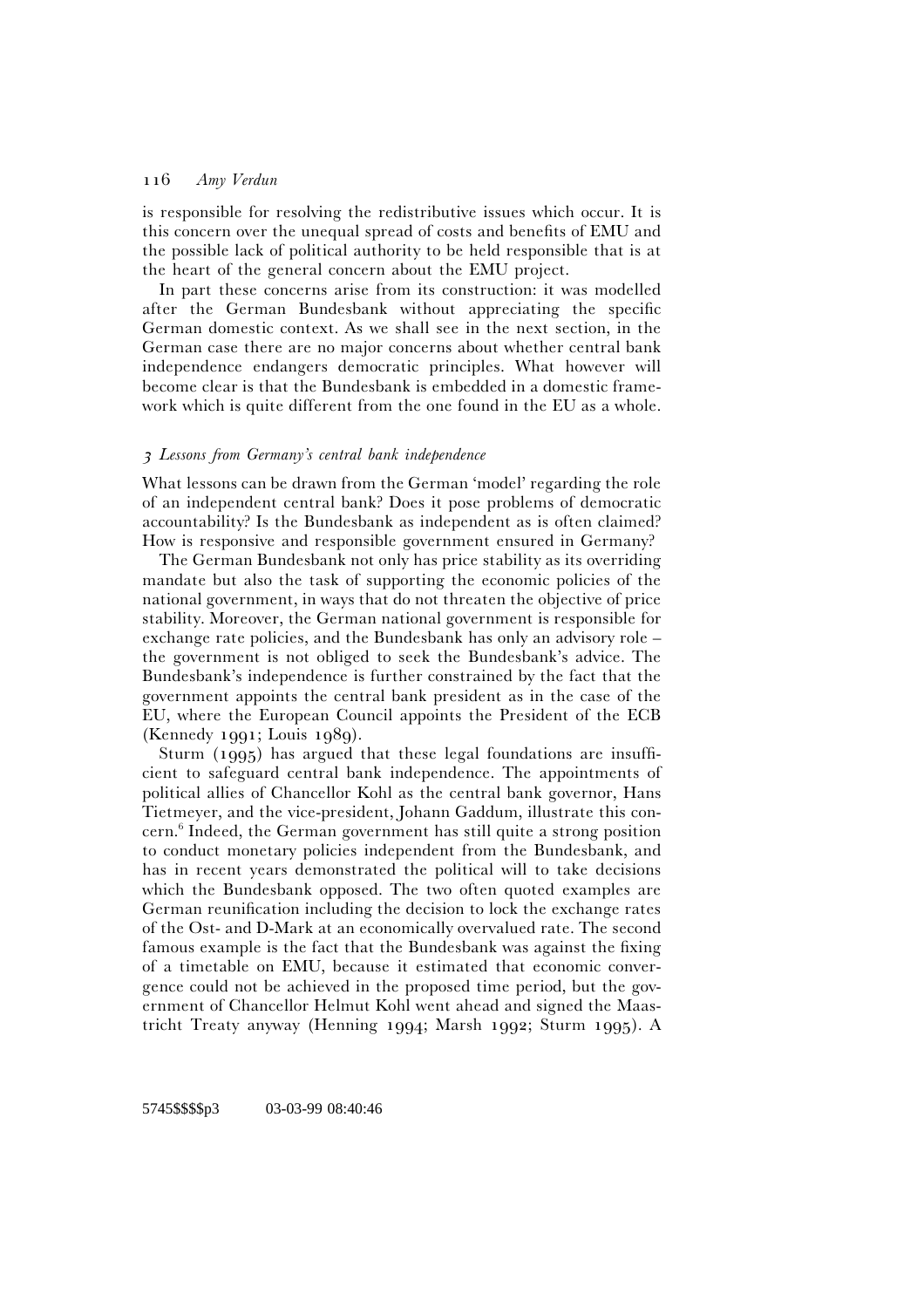is responsible for resolving the redistributive issues which occur. It is this concern over the unequal spread of costs and benefits of EMU and the possible lack of political authority to be held responsible that is at the heart of the general concern about the EMU project.

In part these concerns arise from its construction: it was modelled after the German Bundesbank without appreciating the specific German domestic context. As we shall see in the next section, in the German case there are no major concerns about whether central bank independence endangers democratic principles. What however will become clear is that the Bundesbank is embedded in a domestic framework which is quite different from the one found in the EU as a whole.

### *3 Lessons from Germany's central bank independence*

What lessons can be drawn from the German 'model' regarding the role of an independent central bank? Does it pose problems of democratic accountability? Is the Bundesbank as independent as is often claimed? How is responsive and responsible government ensured in Germany?

The German Bundesbank not only has price stability as its overriding mandate but also the task of supporting the economic policies of the national government, in ways that do not threaten the objective of price stability. Moreover, the German national government is responsible for exchange rate policies, and the Bundesbank has only an advisory role – the government is not obliged to seek the Bundesbank's advice. The Bundesbank's independence is further constrained by the fact that the government appoints the central bank president as in the case of the EU, where the European Council appoints the President of the ECB (Kennedy 1991; Louis 1989).

Sturm (1995) has argued that these legal foundations are insufficient to safeguard central bank independence. The appointments of political allies of Chancellor Kohl as the central bank governor, Hans Tietmeyer, and the vice-president, Johann Gaddum, illustrate this concern.[6] Indeed, the German government has still quite a strong position to conduct monetary policies independent from the Bundesbank, and has in recent years demonstrated the political will to take decisions which the Bundesbank opposed. The two often quoted examples are German reunification including the decision to lock the exchange rates of the Ost- and D-Mark at an economically overvalued rate. The second famous example is the fact that the Bundesbank was against the fixing of a timetable on EMU, because it estimated that economic convergence could not be achieved in the proposed time period, but the government of Chancellor Helmut Kohl went ahead and signed the Maastricht Treaty anyway (Henning 1994; Marsh 1992; Sturm 1995). A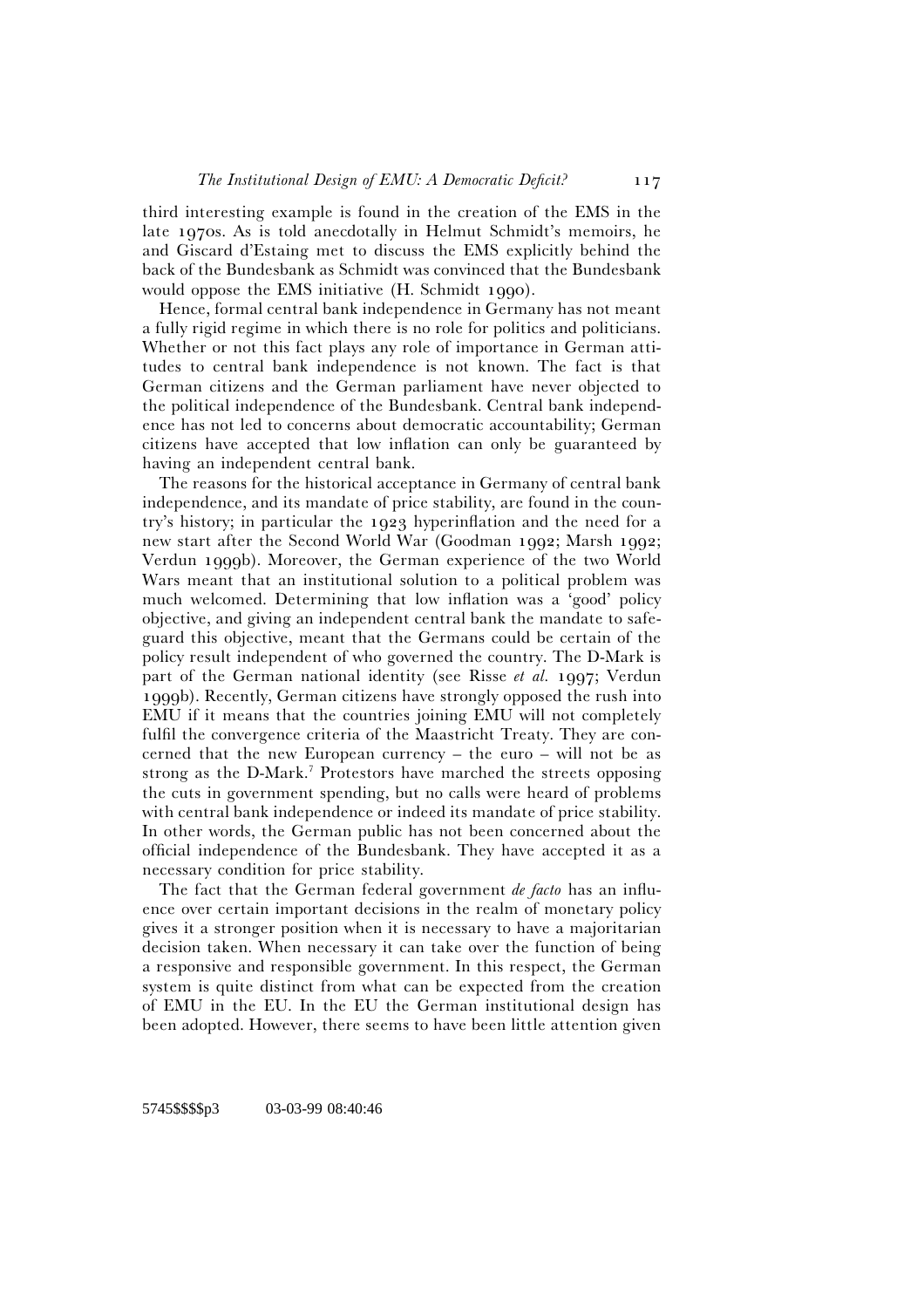third interesting example is found in the creation of the EMS in the late 1970s. As is told anecdotally in Helmut Schmidt's memoirs, he and Giscard d'Estaing met to discuss the EMS explicitly behind the back of the Bundesbank as Schmidt was convinced that the Bundesbank would oppose the EMS initiative (H. Schmidt 1990).

Hence, formal central bank independence in Germany has not meant a fully rigid regime in which there is no role for politics and politicians. Whether or not this fact plays any role of importance in German attitudes to central bank independence is not known. The fact is that German citizens and the German parliament have never objected to the political independence of the Bundesbank. Central bank independence has not led to concerns about democratic accountability; German citizens have accepted that low inflation can only be guaranteed by having an independent central bank.

The reasons for the historical acceptance in Germany of central bank independence, and its mandate of price stability, are found in the country's history; in particular the 1923 hyperinflation and the need for a new start after the Second World War (Goodman 1992; Marsh 1992; Verdun 1999b). Moreover, the German experience of the two World Wars meant that an institutional solution to a political problem was much welcomed. Determining that low inflation was a 'good' policy objective, and giving an independent central bank the mandate to safeguard this objective, meant that the Germans could be certain of the policy result independent of who governed the country. The D-Mark is part of the German national identity (see Risse *et al.* 1997; Verdun 1999b). Recently, German citizens have strongly opposed the rush into EMU if it means that the countries joining EMU will not completely fulfil the convergence criteria of the Maastricht Treaty. They are concerned that the new European currency – the euro – will not be as strong as the D-Mark.[7] Protestors have marched the streets opposing the cuts in government spending, but no calls were heard of problems with central bank independence or indeed its mandate of price stability. In other words, the German public has not been concerned about the official independence of the Bundesbank. They have accepted it as a necessary condition for price stability.

The fact that the German federal government *de facto* has an influence over certain important decisions in the realm of monetary policy gives it a stronger position when it is necessary to have a majoritarian decision taken. When necessary it can take over the function of being a responsive and responsible government. In this respect, the German system is quite distinct from what can be expected from the creation of EMU in the EU. In the EU the German institutional design has been adopted. However, there seems to have been little attention given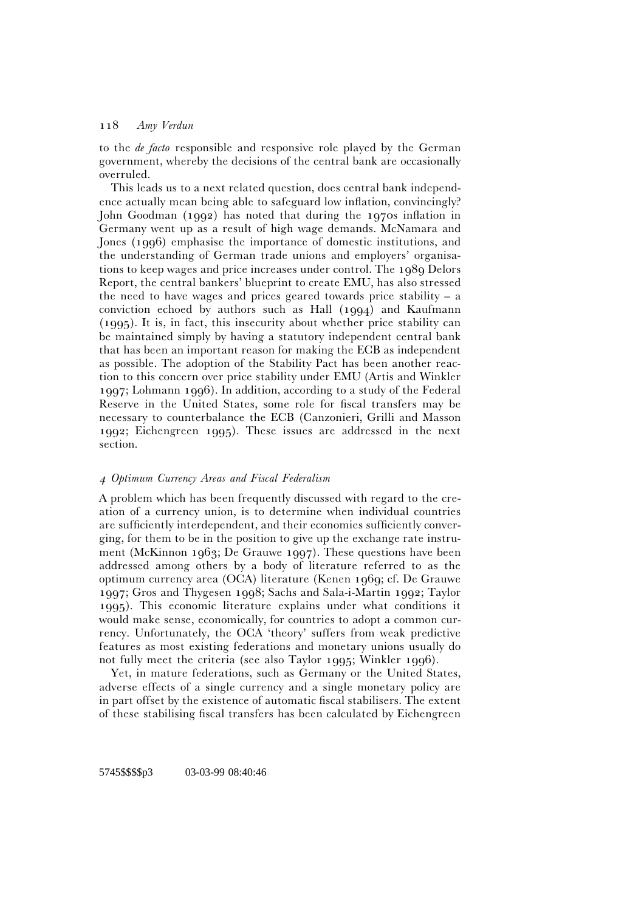to the *de facto* responsible and responsive role played by the German government, whereby the decisions of the central bank are occasionally overruled.

This leads us to a next related question, does central bank independence actually mean being able to safeguard low inflation, convincingly? John Goodman (1992) has noted that during the 1970s inflation in Germany went up as a result of high wage demands. McNamara and Jones (1996) emphasise the importance of domestic institutions, and the understanding of German trade unions and employers' organisations to keep wages and price increases under control. The 1989 Delors Report, the central bankers' blueprint to create EMU, has also stressed the need to have wages and prices geared towards price stability – a conviction echoed by authors such as Hall (1994) and Kaufmann (1995). It is, in fact, this insecurity about whether price stability can be maintained simply by having a statutory independent central bank that has been an important reason for making the ECB as independent as possible. The adoption of the Stability Pact has been another reaction to this concern over price stability under EMU (Artis and Winkler 1997; Lohmann 1996). In addition, according to a study of the Federal Reserve in the United States, some role for fiscal transfers may be necessary to counterbalance the ECB (Canzonieri, Grilli and Masson 1992; Eichengreen 1995). These issues are addressed in the next section.

### *4 Optimum Currency Areas and Fiscal Federalism*

A problem which has been frequently discussed with regard to the creation of a currency union, is to determine when individual countries are sufficiently interdependent, and their economies sufficiently converging, for them to be in the position to give up the exchange rate instrument (McKinnon 1963; De Grauwe 1997). These questions have been addressed among others by a body of literature referred to as the optimum currency area (OCA) literature (Kenen 1969; cf. De Grauwe 1997; Gros and Thygesen 1998; Sachs and Sala-i-Martin 1992; Taylor 1995). This economic literature explains under what conditions it would make sense, economically, for countries to adopt a common currency. Unfortunately, the OCA 'theory' suffers from weak predictive features as most existing federations and monetary unions usually do not fully meet the criteria (see also Taylor 1995; Winkler 1996).

Yet, in mature federations, such as Germany or the United States, adverse effects of a single currency and a single monetary policy are in part offset by the existence of automatic fiscal stabilisers. The extent of these stabilising fiscal transfers has been calculated by Eichengreen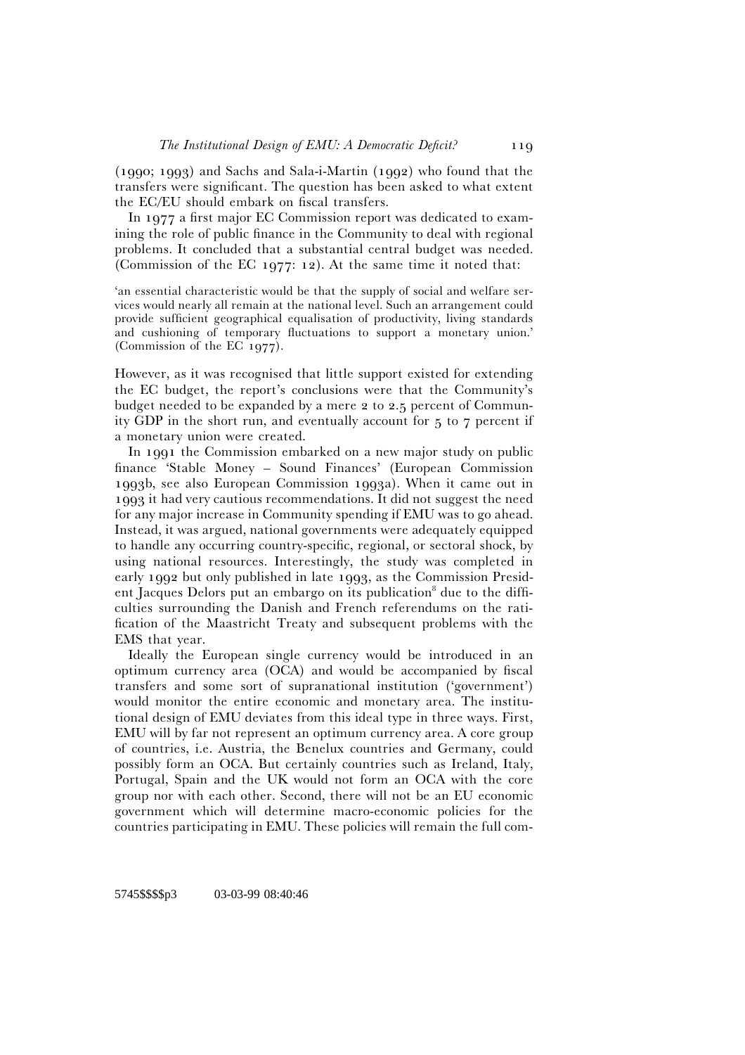(1990; 1993) and Sachs and Sala-i-Martin (1992) who found that the transfers were significant. The question has been asked to what extent the EC/EU should embark on fiscal transfers.

In 1977 a first major EC Commission report was dedicated to examining the role of public finance in the Community to deal with regional problems. It concluded that a substantial central budget was needed. (Commission of the EC 1977: 12). At the same time it noted that:

> 'an essential characteristic would be that the supply of social and welfare services would nearly all remain at the national level. Such an arrangement could provide sufficient geographical equalisation of productivity, living standards and cushioning of temporary fluctuations to support a monetary union.' (Commission of the EC 1977).

However, as it was recognised that little support existed for extending the EC budget, the report's conclusions were that the Community's budget needed to be expanded by a mere 2 to 2.5 percent of Community GDP in the short run, and eventually account for 5 to 7 percent if a monetary union were created.

In 1991 the Commission embarked on a new major study on public finance 'Stable Money – Sound Finances' (European Commission 1993b, see also European Commission 1993a). When it came out in 1993 it had very cautious recommendations. It did not suggest the need for any major increase in Community spending if EMU was to go ahead. Instead, it was argued, national governments were adequately equipped to handle any occurring country-specific, regional, or sectoral shock, by using national resources. Interestingly, the study was completed in early 1992 but only published in late 1993, as the Commission President Jacques Delors put an embargo on its publication[8] due to the difficulties surrounding the Danish and French referendums on the ratification of the Maastricht Treaty and subsequent problems with the EMS that year.

Ideally the European single currency would be introduced in an optimum currency area (OCA) and would be accompanied by fiscal transfers and some sort of supranational institution ('government') would monitor the entire economic and monetary area. The institutional design of EMU deviates from this ideal type in three ways. First, EMU will by far not represent an optimum currency area. A core group of countries, i.e. Austria, the Benelux countries and Germany, could possibly form an OCA. But certainly countries such as Ireland, Italy, Portugal, Spain and the UK would not form an OCA with the core group nor with each other. Second, there will not be an EU economic government which will determine macro-economic policies for the countries participating in EMU. These policies will remain the full com-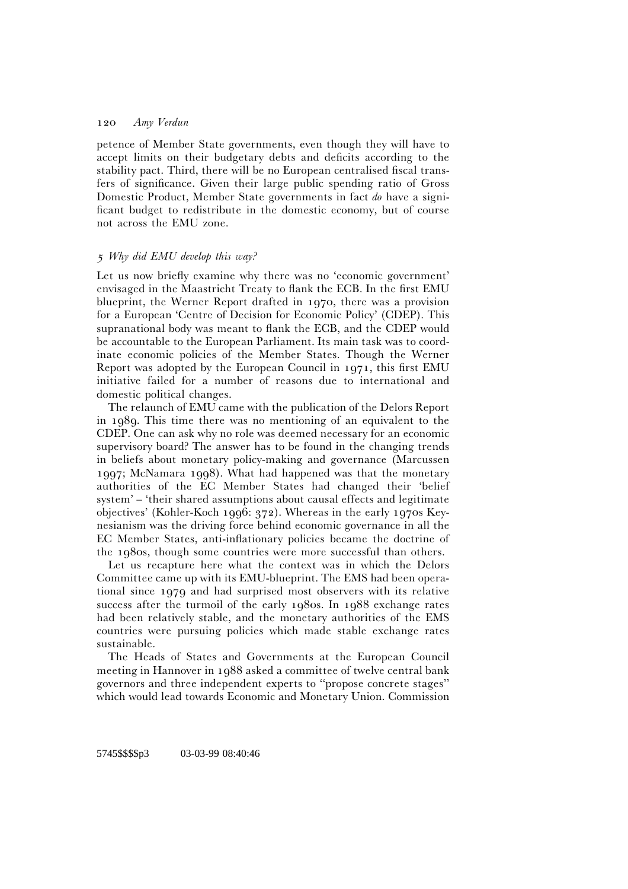petence of Member State governments, even though they will have to accept limits on their budgetary debts and deficits according to the stability pact. Third, there will be no European centralised fiscal transfers of significance. Given their large public spending ratio of Gross Domestic Product, Member State governments in fact *do* have a significant budget to redistribute in the domestic economy, but of course not across the EMU zone.

### *5 Why did EMU develop this way?*

Let us now briefly examine why there was no 'economic government' envisaged in the Maastricht Treaty to flank the ECB. In the first EMU blueprint, the Werner Report drafted in 1970, there was a provision for a European 'Centre of Decision for Economic Policy' (CDEP). This supranational body was meant to flank the ECB, and the CDEP would be accountable to the European Parliament. Its main task was to coordinate economic policies of the Member States. Though the Werner Report was adopted by the European Council in 1971, this first EMU initiative failed for a number of reasons due to international and domestic political changes.

The relaunch of EMU came with the publication of the Delors Report in 1989. This time there was no mentioning of an equivalent to the CDEP. One can ask why no role was deemed necessary for an economic supervisory board? The answer has to be found in the changing trends in beliefs about monetary policy-making and governance (Marcussen 1997; McNamara 1998). What had happened was that the monetary authorities of the EC Member States had changed their 'belief system' – 'their shared assumptions about causal effects and legitimate objectives' (Kohler-Koch 1996: 372). Whereas in the early 1970s Keynesianism was the driving force behind economic governance in all the EC Member States, anti-inflationary policies became the doctrine of the 1980s, though some countries were more successful than others.

Let us recapture here what the context was in which the Delors Committee came up with its EMU-blueprint. The EMS had been operational since 1979 and had surprised most observers with its relative success after the turmoil of the early 1980s. In 1988 exchange rates had been relatively stable, and the monetary authorities of the EMS countries were pursuing policies which made stable exchange rates sustainable.

The Heads of States and Governments at the European Council meeting in Hannover in 1988 asked a committee of twelve central bank governors and three independent experts to "propose concrete stages" which would lead towards Economic and Monetary Union. Commission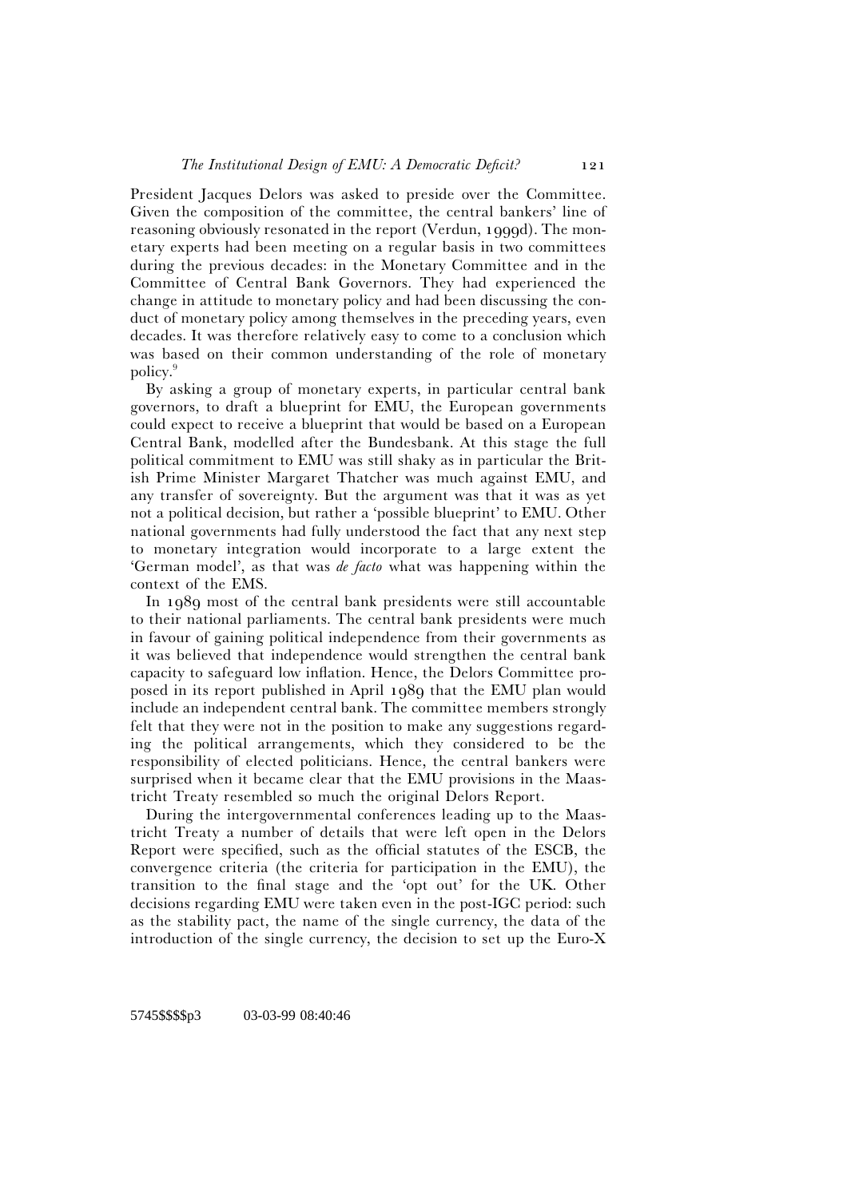President Jacques Delors was asked to preside over the Committee. Given the composition of the committee, the central bankers' line of reasoning obviously resonated in the report (Verdun, 1999d). The monetary experts had been meeting on a regular basis in two committees during the previous decades: in the Monetary Committee and in the Committee of Central Bank Governors. They had experienced the change in attitude to monetary policy and had been discussing the conduct of monetary policy among themselves in the preceding years, even decades. It was therefore relatively easy to come to a conclusion which was based on their common understanding of the role of monetary policy.[9]

By asking a group of monetary experts, in particular central bank governors, to draft a blueprint for EMU, the European governments could expect to receive a blueprint that would be based on a European Central Bank, modelled after the Bundesbank. At this stage the full political commitment to EMU was still shaky as in particular the British Prime Minister Margaret Thatcher was much against EMU, and any transfer of sovereignty. But the argument was that it was as yet not a political decision, but rather a 'possible blueprint' to EMU. Other national governments had fully understood the fact that any next step to monetary integration would incorporate to a large extent the 'German model', as that was *de facto* what was happening within the context of the EMS.

In 1989 most of the central bank presidents were still accountable to their national parliaments. The central bank presidents were much in favour of gaining political independence from their governments as it was believed that independence would strengthen the central bank capacity to safeguard low inflation. Hence, the Delors Committee proposed in its report published in April 1989 that the EMU plan would include an independent central bank. The committee members strongly felt that they were not in the position to make any suggestions regarding the political arrangements, which they considered to be the responsibility of elected politicians. Hence, the central bankers were surprised when it became clear that the EMU provisions in the Maastricht Treaty resembled so much the original Delors Report.

During the intergovernmental conferences leading up to the Maastricht Treaty a number of details that were left open in the Delors Report were specified, such as the official statutes of the ESCB, the convergence criteria (the criteria for participation in the EMU), the transition to the final stage and the 'opt out' for the UK. Other decisions regarding EMU were taken even in the post-IGC period: such as the stability pact, the name of the single currency, the data of the introduction of the single currency, the decision to set up the Euro-X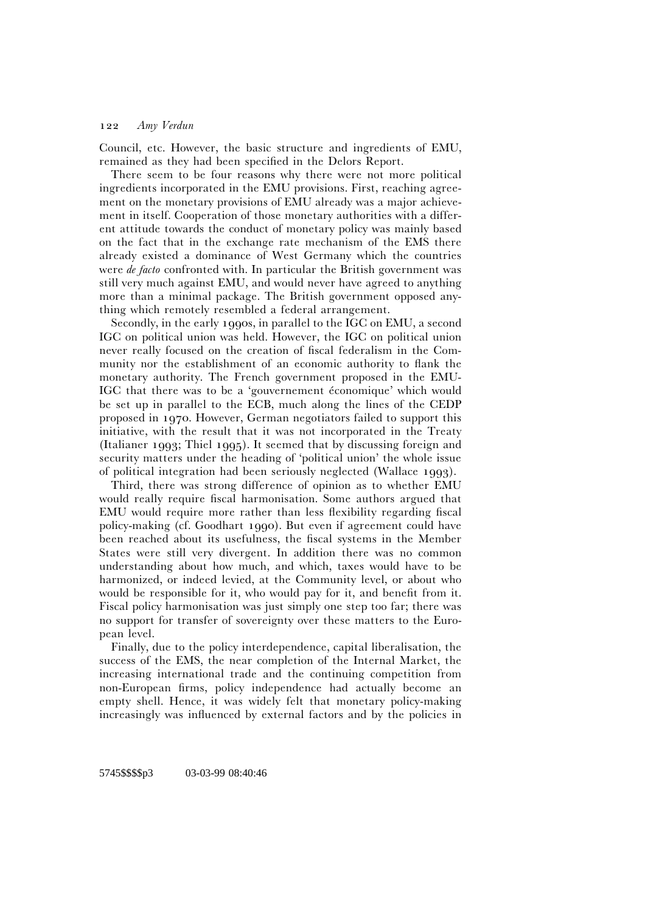Council, etc. However, the basic structure and ingredients of EMU, remained as they had been specified in the Delors Report.

There seem to be four reasons why there were not more political ingredients incorporated in the EMU provisions. First, reaching agreement on the monetary provisions of EMU already was a major achievement in itself. Cooperation of those monetary authorities with a different attitude towards the conduct of monetary policy was mainly based on the fact that in the exchange rate mechanism of the EMS there already existed a dominance of West Germany which the countries were *de facto* confronted with. In particular the British government was still very much against EMU, and would never have agreed to anything more than a minimal package. The British government opposed anything which remotely resembled a federal arrangement.

Secondly, in the early 1990s, in parallel to the IGC on EMU, a second IGC on political union was held. However, the IGC on political union never really focused on the creation of fiscal federalism in the Community nor the establishment of an economic authority to flank the monetary authority. The French government proposed in the EMU-IGC that there was to be a 'gouvernement économique' which would be set up in parallel to the ECB, much along the lines of the CEDP proposed in 1970. However, German negotiators failed to support this initiative, with the result that it was not incorporated in the Treaty (Italianer 1993; Thiel 1995). It seemed that by discussing foreign and security matters under the heading of 'political union' the whole issue of political integration had been seriously neglected (Wallace 1993).

Third, there was strong difference of opinion as to whether EMU would really require fiscal harmonisation. Some authors argued that EMU would require more rather than less flexibility regarding fiscal policy-making (cf. Goodhart 1990). But even if agreement could have been reached about its usefulness, the fiscal systems in the Member States were still very divergent. In addition there was no common understanding about how much, and which, taxes would have to be harmonized, or indeed levied, at the Community level, or about who would be responsible for it, who would pay for it, and benefit from it. Fiscal policy harmonisation was just simply one step too far; there was no support for transfer of sovereignty over these matters to the European level.

Finally, due to the policy interdependence, capital liberalisation, the success of the EMS, the near completion of the Internal Market, the increasing international trade and the continuing competition from non-European firms, policy independence had actually become an empty shell. Hence, it was widely felt that monetary policy-making increasingly was influenced by external factors and by the policies in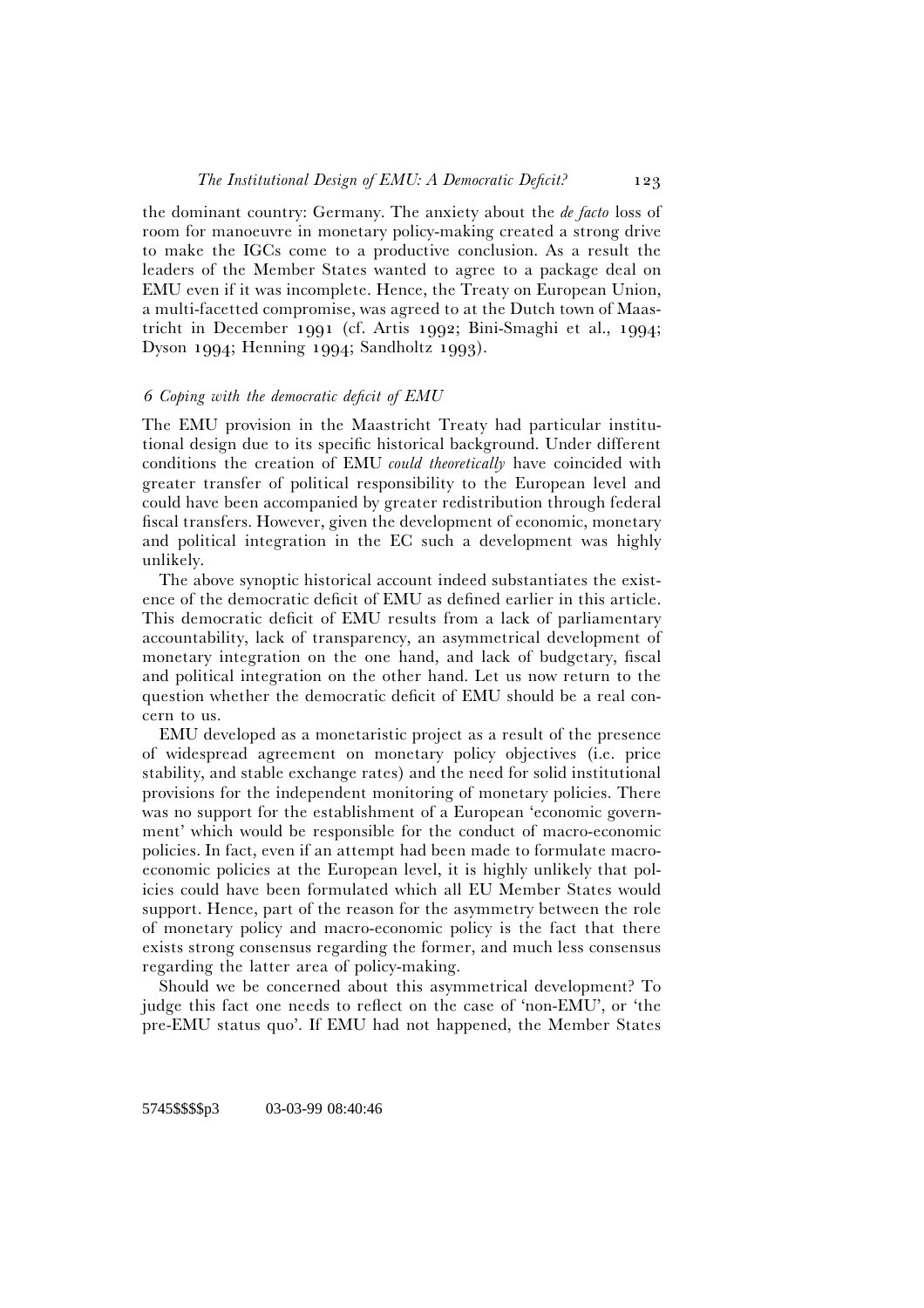the dominant country: Germany. The anxiety about the *de facto* loss of room for manoeuvre in monetary policy-making created a strong drive to make the IGCs come to a productive conclusion. As a result the leaders of the Member States wanted to agree to a package deal on EMU even if it was incomplete. Hence, the Treaty on European Union, a multi-facetted compromise, was agreed to at the Dutch town of Maastricht in December 1991 (cf. Artis 1992; Bini-Smaghi et al., 1994; Dyson 1994; Henning 1994; Sandholtz 1993).

## *6 Coping with the democratic deficit of EMU*

The EMU provision in the Maastricht Treaty had particular institutional design due to its specific historical background. Under different conditions the creation of EMU *could theoretically* have coincided with greater transfer of political responsibility to the European level and could have been accompanied by greater redistribution through federal fiscal transfers. However, given the development of economic, monetary and political integration in the EC such a development was highly unlikely.

The above synoptic historical account indeed substantiates the existence of the democratic deficit of EMU as defined earlier in this article. This democratic deficit of EMU results from a lack of parliamentary accountability, lack of transparency, an asymmetrical development of monetary integration on the one hand, and lack of budgetary, fiscal and political integration on the other hand. Let us now return to the question whether the democratic deficit of EMU should be a real concern to us.

EMU developed as a monetaristic project as a result of the presence of widespread agreement on monetary policy objectives (i.e. price stability, and stable exchange rates) and the need for solid institutional provisions for the independent monitoring of monetary policies. There was no support for the establishment of a European 'economic government' which would be responsible for the conduct of macro-economic policies. In fact, even if an attempt had been made to formulate macro-economic policies at the European level, it is highly unlikely that policies could have been formulated which all EU Member States would support. Hence, part of the reason for the asymmetry between the role of monetary policy and macro-economic policy is the fact that there exists strong consensus regarding the former, and much less consensus regarding the latter area of policy-making.

Should we be concerned about this asymmetrical development? To judge this fact one needs to reflect on the case of 'non-EMU', or 'the pre-EMU status quo'. If EMU had not happened, the Member States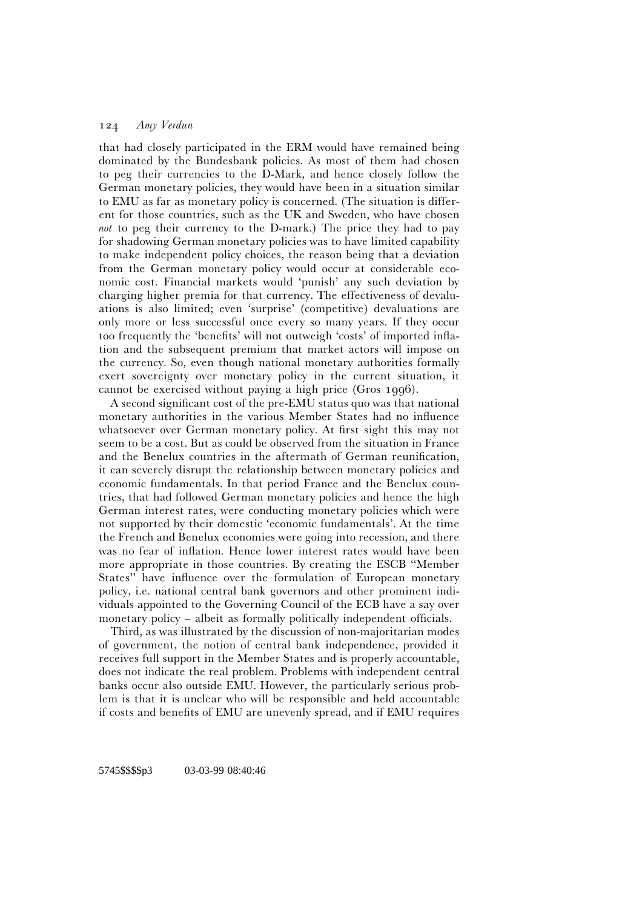that had closely participated in the ERM would have remained being dominated by the Bundesbank policies. As most of them had chosen to peg their currencies to the D-Mark, and hence closely follow the German monetary policies, they would have been in a situation similar to EMU as far as monetary policy is concerned. (The situation is different for those countries, such as the UK and Sweden, who have chosen *not* to peg their currency to the D-mark.) The price they had to pay for shadowing German monetary policies was to have limited capability to make independent policy choices, the reason being that a deviation from the German monetary policy would occur at considerable economic cost. Financial markets would 'punish' any such deviation by charging higher premia for that currency. The effectiveness of devaluations is also limited; even 'surprise' (competitive) devaluations are only more or less successful once every so many years. If they occur too frequently the 'benefits' will not outweigh 'costs' of imported inflation and the subsequent premium that market actors will impose on the currency. So, even though national monetary authorities formally exert sovereignty over monetary policy in the current situation, it cannot be exercised without paying a high price (Gros 1996).

A second significant cost of the pre-EMU status quo was that national monetary authorities in the various Member States had no influence whatsoever over German monetary policy. At first sight this may not seem to be a cost. But as could be observed from the situation in France and the Benelux countries in the aftermath of German reunification, it can severely disrupt the relationship between monetary policies and economic fundamentals. In that period France and the Benelux countries, that had followed German monetary policies and hence the high German interest rates, were conducting monetary policies which were not supported by their domestic 'economic fundamentals'. At the time the French and Benelux economies were going into recession, and there was no fear of inflation. Hence lower interest rates would have been more appropriate in those countries. By creating the ESCB "Member States" have influence over the formulation of European monetary policy, i.e. national central bank governors and other prominent individuals appointed to the Governing Council of the ECB have a say over monetary policy – albeit as formally politically independent officials.

Third, as was illustrated by the discussion of non-majoritarian modes of government, the notion of central bank independence, provided it receives full support in the Member States and is properly accountable, does not indicate the real problem. Problems with independent central banks occur also outside EMU. However, the particularly serious problem is that it is unclear who will be responsible and held accountable if costs and benefits of EMU are unevenly spread, and if EMU requires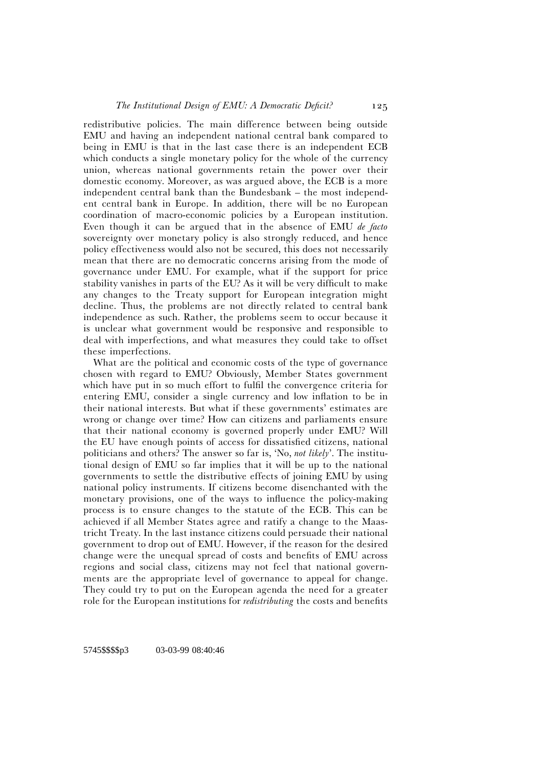redistributive policies. The main difference between being outside EMU and having an independent national central bank compared to being in EMU is that in the last case there is an independent ECB which conducts a single monetary policy for the whole of the currency union, whereas national governments retain the power over their domestic economy. Moreover, as was argued above, the ECB is a more independent central bank than the Bundesbank – the most independent central bank in Europe. In addition, there will be no European coordination of macro-economic policies by a European institution. Even though it can be argued that in the absence of EMU *de facto* sovereignty over monetary policy is also strongly reduced, and hence policy effectiveness would also not be secured, this does not necessarily mean that there are no democratic concerns arising from the mode of governance under EMU. For example, what if the support for price stability vanishes in parts of the EU? As it will be very difficult to make any changes to the Treaty support for European integration might decline. Thus, the problems are not directly related to central bank independence as such. Rather, the problems seem to occur because it is unclear what government would be responsive and responsible to deal with imperfections, and what measures they could take to offset these imperfections.

What are the political and economic costs of the type of governance chosen with regard to EMU? Obviously, Member States government which have put in so much effort to fulfil the convergence criteria for entering EMU, consider a single currency and low inflation to be in their national interests. But what if these governments' estimates are wrong or change over time? How can citizens and parliaments ensure that their national economy is governed properly under EMU? Will the EU have enough points of access for dissatisfied citizens, national politicians and others? The answer so far is, 'No, *not likely*'. The institutional design of EMU so far implies that it will be up to the national governments to settle the distributive effects of joining EMU by using national policy instruments. If citizens become disenchanted with the monetary provisions, one of the ways to influence the policy-making process is to ensure changes to the statute of the ECB. This can be achieved if all Member States agree and ratify a change to the Maastricht Treaty. In the last instance citizens could persuade their national government to drop out of EMU. However, if the reason for the desired change were the unequal spread of costs and benefits of EMU across regions and social class, citizens may not feel that national governments are the appropriate level of governance to appeal for change. They could try to put on the European agenda the need for a greater role for the European institutions for *redistributing* the costs and benefits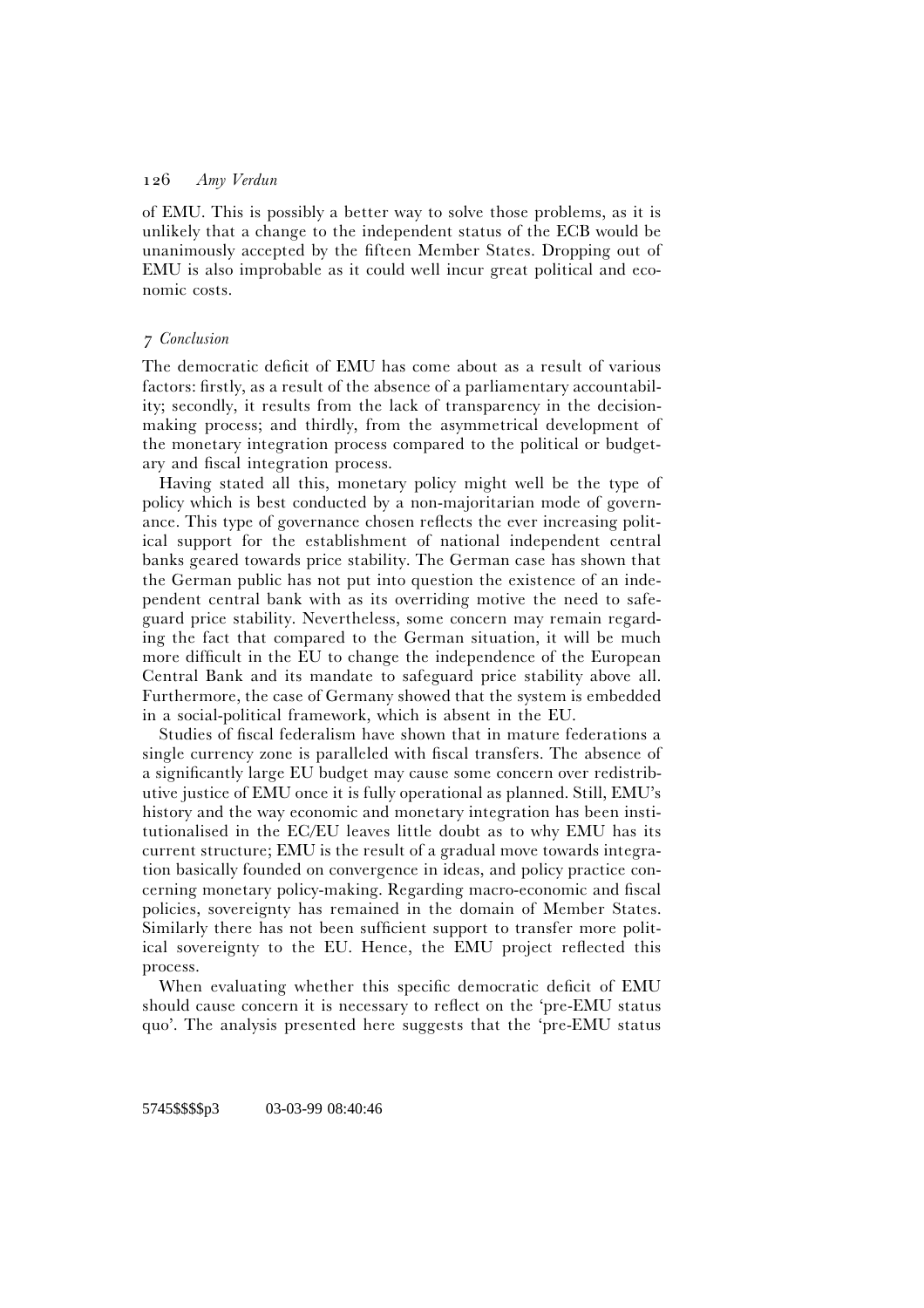of EMU. This is possibly a better way to solve those problems, as it is unlikely that a change to the independent status of the ECB would be unanimously accepted by the fifteen Member States. Dropping out of EMU is also improbable as it could well incur great political and economic costs.

## *7 Conclusion*

The democratic deficit of EMU has come about as a result of various factors: firstly, as a result of the absence of a parliamentary accountability; secondly, it results from the lack of transparency in the decision-making process; and thirdly, from the asymmetrical development of the monetary integration process compared to the political or budgetary and fiscal integration process.

Having stated all this, monetary policy might well be the type of policy which is best conducted by a non-majoritarian mode of governance. This type of governance chosen reflects the ever increasing political support for the establishment of national independent central banks geared towards price stability. The German case has shown that the German public has not put into question the existence of an independent central bank with as its overriding motive the need to safeguard price stability. Nevertheless, some concern may remain regarding the fact that compared to the German situation, it will be much more difficult in the EU to change the independence of the European Central Bank and its mandate to safeguard price stability above all. Furthermore, the case of Germany showed that the system is embedded in a social-political framework, which is absent in the EU.

Studies of fiscal federalism have shown that in mature federations a single currency zone is paralleled with fiscal transfers. The absence of a significantly large EU budget may cause some concern over redistributive justice of EMU once it is fully operational as planned. Still, EMU's history and the way economic and monetary integration has been institutionalised in the EC/EU leaves little doubt as to why EMU has its current structure; EMU is the result of a gradual move towards integration basically founded on convergence in ideas, and policy practice concerning monetary policy-making. Regarding macro-economic and fiscal policies, sovereignty has remained in the domain of Member States. Similarly there has not been sufficient support to transfer more political sovereignty to the EU. Hence, the EMU project reflected this process.

When evaluating whether this specific democratic deficit of EMU should cause concern it is necessary to reflect on the 'pre-EMU status quo'. The analysis presented here suggests that the 'pre-EMU status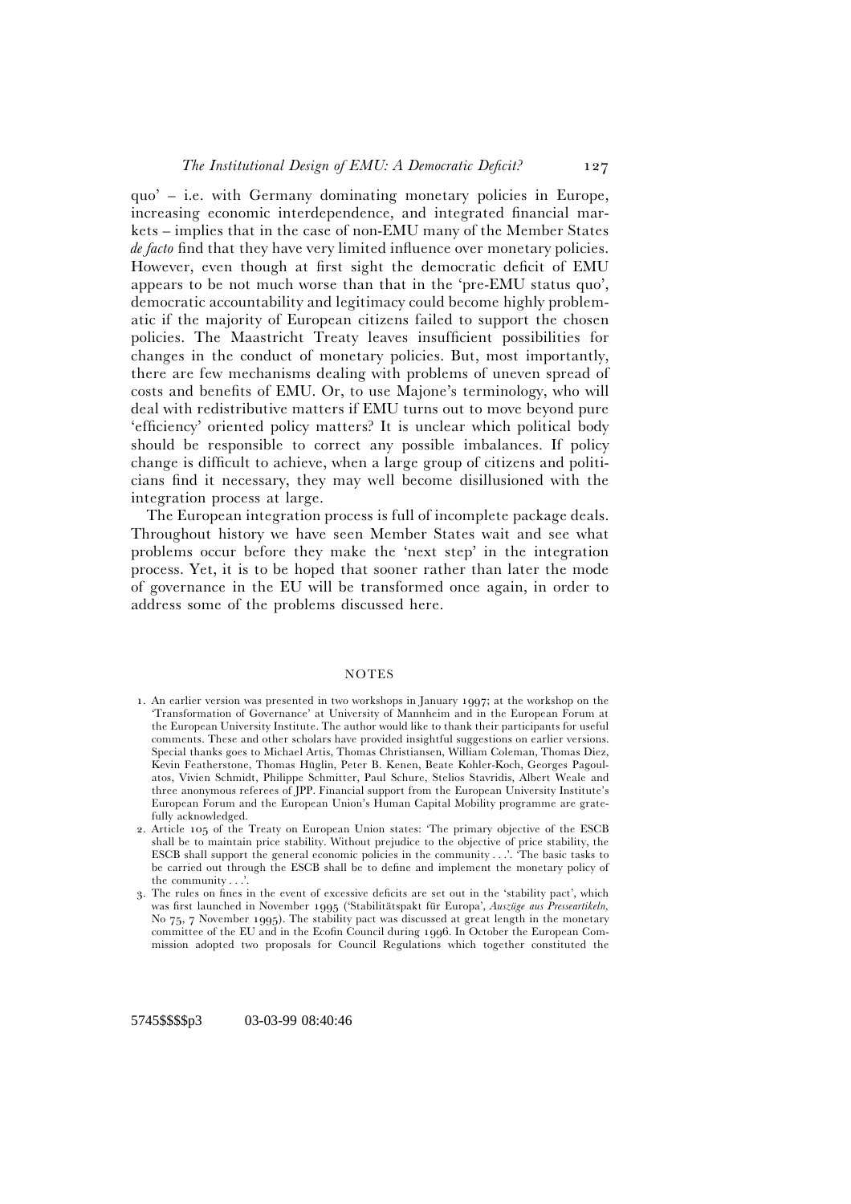quo' – i.e. with Germany dominating monetary policies in Europe, increasing economic interdependence, and integrated financial markets – implies that in the case of non-EMU many of the Member States *de facto* find that they have very limited influence over monetary policies. However, even though at first sight the democratic deficit of EMU appears to be not much worse than that in the 'pre-EMU status quo', democratic accountability and legitimacy could become highly problematic if the majority of European citizens failed to support the chosen policies. The Maastricht Treaty leaves insufficient possibilities for changes in the conduct of monetary policies. But, most importantly, there are few mechanisms dealing with problems of uneven spread of costs and benefits of EMU. Or, to use Majone's terminology, who will deal with redistributive matters if EMU turns out to move beyond pure 'efficiency' oriented policy matters? It is unclear which political body should be responsible to correct any possible imbalances. If policy change is difficult to achieve, when a large group of citizens and politicians find it necessary, they may well become disillusioned with the integration process at large.

The European integration process is full of incomplete package deals. Throughout history we have seen Member States wait and see what problems occur before they make the 'next step' in the integration process. Yet, it is to be hoped that sooner rather than later the mode of governance in the EU will be transformed once again, in order to address some of the problems discussed here.

## NOTES

1. An earlier version was presented in two workshops in January 1997; at the workshop on the 'Transformation of Governance' at University of Mannheim and in the European Forum at the European University Institute. The author would like to thank their participants for useful comments. These and other scholars have provided insightful suggestions on earlier versions. Special thanks goes to Michael Artis, Thomas Christiansen, William Coleman, Thomas Diez, Kevin Featherstone, Thomas Hüglin, Peter B. Kenen, Beate Kohler-Koch, Georges Pagoulatos, Vivien Schmidt, Philippe Schmitter, Paul Schure, Stelios Stavridis, Albert Weale and three anonymous referees of JPP. Financial support from the European University Institute's European Forum and the European Union's Human Capital Mobility programme are gratefully acknowledged.
2. Article 105 of the Treaty on European Union states: 'The primary objective of the ESCB shall be to maintain price stability. Without prejudice to the objective of price stability, the ESCB shall support the general economic policies in the community . . .'. 'The basic tasks to be carried out through the ESCB shall be to define and implement the monetary policy of the community . . .'.
3. The rules on fines in the event of excessive deficits are set out in the 'stability pact', which was first launched in November 1995 ('Stabilitätspakt für Europa', *Auszüge aus Presseartikeln*, No 75, 7 November 1995). The stability pact was discussed at great length in the monetary committee of the EU and in the Ecofin Council during 1996. In October the European Commission adopted two proposals for Council Regulations which together constituted the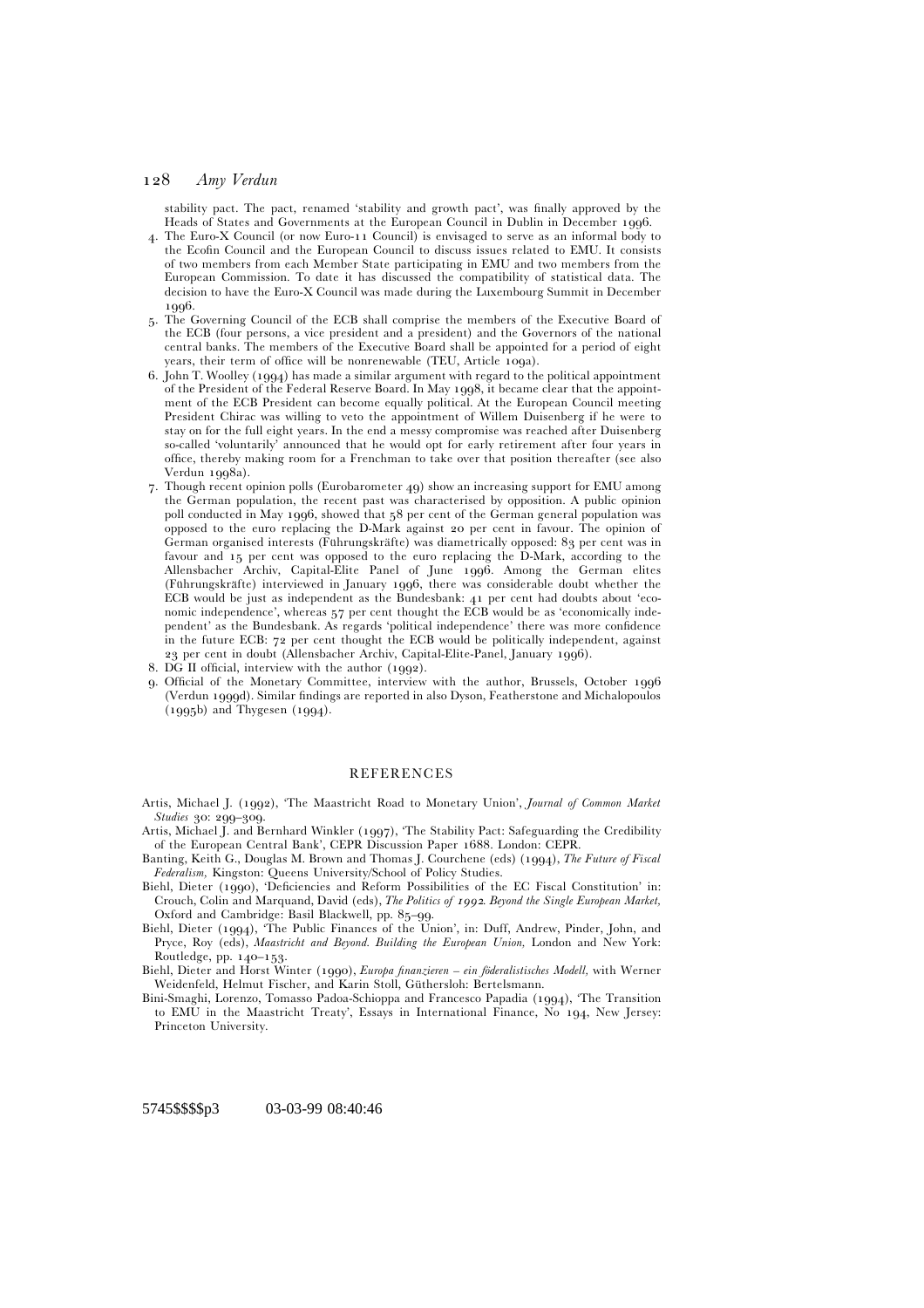stability pact. The pact, renamed 'stability and growth pact', was finally approved by the Heads of States and Governments at the European Council in Dublin in December 1996.

4. The Euro-X Council (or now Euro-11 Council) is envisaged to serve as an informal body to the Ecofin Council and the European Council to discuss issues related to EMU. It consists of two members from each Member State participating in EMU and two members from the European Commission. To date it has discussed the compatibility of statistical data. The decision to have the Euro-X Council was made during the Luxembourg Summit in December 1996.
5. The Governing Council of the ECB shall comprise the members of the Executive Board of the ECB (four persons, a vice president and a president) and the Governors of the national central banks. The members of the Executive Board shall be appointed for a period of eight years, their term of office will be nonrenewable (TEU, Article 109a).
6. John T. Woolley (1994) has made a similar argument with regard to the political appointment of the President of the Federal Reserve Board. In May 1998, it became clear that the appointment of the ECB President can become equally political. At the European Council meeting President Chirac was willing to veto the appointment of Willem Duisenberg if he were to stay on for the full eight years. In the end a messy compromise was reached after Duisenberg so-called 'voluntarily' announced that he would opt for early retirement after four years in office, thereby making room for a Frenchman to take over that position thereafter (see also Verdun 1998a).
7. Though recent opinion polls (Eurobarometer 49) show an increasing support for EMU among the German population, the recent past was characterised by opposition. A public opinion poll conducted in May 1996, showed that 58 per cent of the German general population was opposed to the euro replacing the D-Mark against 20 per cent in favour. The opinion of German organised interests (Führungskräfte) was diametrically opposed: 83 per cent was in favour and 15 per cent was opposed to the euro replacing the D-Mark, according to the Allensbacher Archiv, Capital-Elite Panel of June 1996. Among the German elites (Führungskräfte) interviewed in January 1996, there was considerable doubt whether the ECB would be just as independent as the Bundesbank: 41 per cent had doubts about 'economic independence', whereas 57 per cent thought the ECB would be as 'economically independent' as the Bundesbank. As regards 'political independence' there was more confidence in the future ECB: 72 per cent thought the ECB would be politically independent, against 23 per cent in doubt (Allensbacher Archiv, Capital-Elite-Panel, January 1996).
8. DG II official, interview with the author (1992).
9. Official of the Monetary Committee, interview with the author, Brussels, October 1996 (Verdun 1999d). Similar findings are reported in also Dyson, Featherstone and Michalopoulos (1995b) and Thygesen (1994).

## REFERENCES

Artis, Michael J. (1992), 'The Maastricht Road to Monetary Union', *Journal of Common Market Studies* 30: 299–309.

Artis, Michael J. and Bernhard Winkler (1997), 'The Stability Pact: Safeguarding the Credibility of the European Central Bank', CEPR Discussion Paper 1688. London: CEPR.

Banting, Keith G., Douglas M. Brown and Thomas J. Courchene (eds) (1994), *The Future of Fiscal Federalism,* Kingston: Queens University/School of Policy Studies.

Biehl, Dieter (1990), 'Deficiencies and Reform Possibilities of the EC Fiscal Constitution' in: Crouch, Colin and Marquand, David (eds), *The Politics of 1992. Beyond the Single European Market,* Oxford and Cambridge: Basil Blackwell, pp. 85–99.

Biehl, Dieter (1994), 'The Public Finances of the Union', in: Duff, Andrew, Pinder, John, and Pryce, Roy (eds), *Maastricht and Beyond. Building the European Union,* London and New York: Routledge, pp. 140–153.

Biehl, Dieter and Horst Winter (1990), *Europa finanzieren – ein föderalistisches Modell,* with Werner Weidenfeld, Helmut Fischer, and Karin Stoll, Güthersloh: Bertelsmann.

Bini-Smaghi, Lorenzo, Tomasso Padoa-Schioppa and Francesco Papadia (1994), 'The Transition to EMU in the Maastricht Treaty', Essays in International Finance, No 194, New Jersey: Princeton University.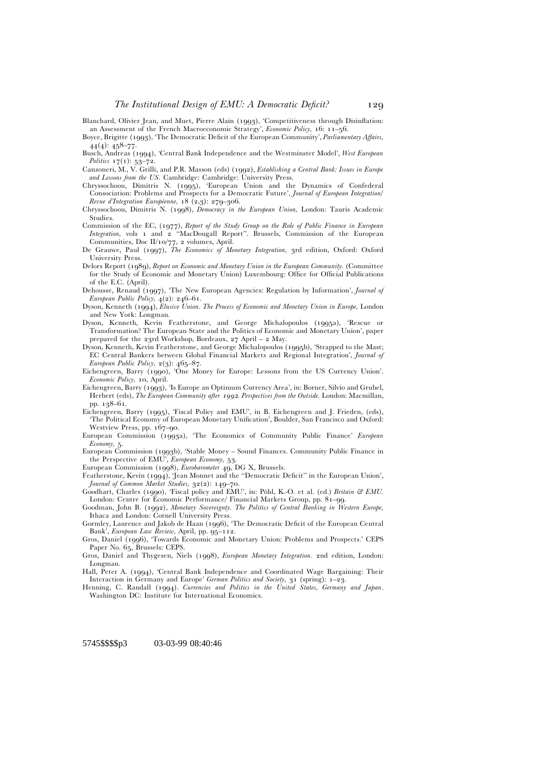Blanchard, Olivier Jean, and Muet, Pierre Alain (1993), 'Competitiveness through Disinflation: an Assessment of the French Macroeconomic Strategy', *Economic Policy,* 16: 11–56.

Boyce, Brigitte (1993), 'The Democratic Deficit of the European Community', *Parliamentary Affairs,* 44(4): 458–77.

Busch, Andreas (1994), 'Central Bank Independence and the Westminster Model', *West European Politics* 17(1): 53–72.

Canzoneri, M., V. Grilli, and P.R. Masson (eds) (1992), *Establishing a Central Bank: Issues in Europe and Lessons from the US.* Cambridge: Cambridge: University Press.

Chryssochoou, Dimitris N. (1995), 'European Union and the Dynamics of Confederal Consociation: Problems and Prospects for a Democratic Future', *Journal of European Integration/ Revue d'Integration Européenne,* 18 (2,3): 279–306.

Chryssochoou, Dimitris N. (1998), *Democracy in the European Union,* London: Tauris Academic Studies.

Commission of the EC, (1977), *Report of the Study Group on the Role of Public Finance in European Integration,* vols 1 and 2 ''MacDougall Report''. Brussels, Commission of the European Communities, Doc II/10/77, 2 volumes, April.

De Grauwe, Paul (1997), *The Economics of Monetary Integration,* 3rd edition, Oxford: Oxford University Press.

Delors Report (1989), *Report on Economic and Monetary Union in the European Community.* (Committee for the Study of Economic and Monetary Union) Luxembourg: Office for Official Publications of the E.C. (April).

Dehousse, Renaud (1997), 'The New European Agencies: Regulation by Information', *Journal of European Public Policy,* 4(2): 246–61.

Dyson, Kenneth (1994), *Elusive Union. The Process of Economic and Monetary Union in Europe,* London and New York: Longman.

Dyson, Kenneth, Kevin Featherstone, and George Michalopoulos (1995a), 'Rescue or Transformation? The European State and the Politics of Economic and Monetary Union', paper prepared for the 23rd Workshop, Bordeaux, 27 April – 2 May.

Dyson, Kenneth, Kevin Featherstone, and George Michalopoulos (1995b), 'Strapped to the Mast; EC Central Bankers between Global Financial Markets and Regional Integration', *Journal of European Public Policy,* 2(3): 465–87.

Eichengreen, Barry (1990), 'One Money for Europe: Lessons from the US Currency Union'. *Economic Policy,* 10, April.

Eichengreen, Barry (1993), 'Is Europe an Optimum Currency Area', in: Borner, Silvio and Grubel, Herbert (eds), *The European Community after 1992. Perspectives from the Outside.* London: Macmillan, pp. 138–61.

Eichengreen, Barry (1995), 'Fiscal Policy and EMU', in B. Eichengreen and J. Frieden, (eds), 'The Political Economy of European Monetary Unification', Boulder, San Francisco and Oxford: Westview Press, pp. 167–90.

European Commission (1993a), 'The Economics of Community Public Finance' *European Economy,* 5.

European Commission (1993b), 'Stable Money – Sound Finances. Community Public Finance in the Perspective of EMU', *European Economy,* 53.

European Commission (1998), *Eurobarometer* 49, DG X, Brussels.

Featherstone, Kevin (1994), 'Jean Monnet and the ''Democratic Deficit'' in the European Union', *Journal of Common Market Studies,* 32(2): 149–70.

Goodhart, Charles (1990), 'Fiscal policy and EMU', in: Pöhl, K.-O. et al. (ed.) *Britain & EMU.* London: Centre for Economic Performance/ Financial Markets Group, pp. 81–99.

Goodman, John B. (1992), *Monetary Sovereignty. The Politics of Central Banking in Western Europe,* Ithaca and London: Cornell University Press.

Gormley, Laurence and Jakob de Haan (1996), 'The Democratic Deficit of the European Central Bank', *European Law Review,* April, pp. 95–112.

Gros, Daniel (1996), 'Towards Economic and Monetary Union: Problems and Prospects.' CEPS Paper No. 65, Brussels: CEPS.

Gros, Daniel and Thygesen, Niels (1998), *European Monetary Integration.* 2nd edition, London: Longman.

Hall, Peter A. (1994), 'Central Bank Independence and Coordinated Wage Bargaining: Their Interaction in Germany and Europe' *German Politics and Society,* 31 (spring): 1–23.

Henning, C. Randall (1994). *Currencies and Politics in the United States, Germany and Japan*. Washington DC: Institute for International Economics.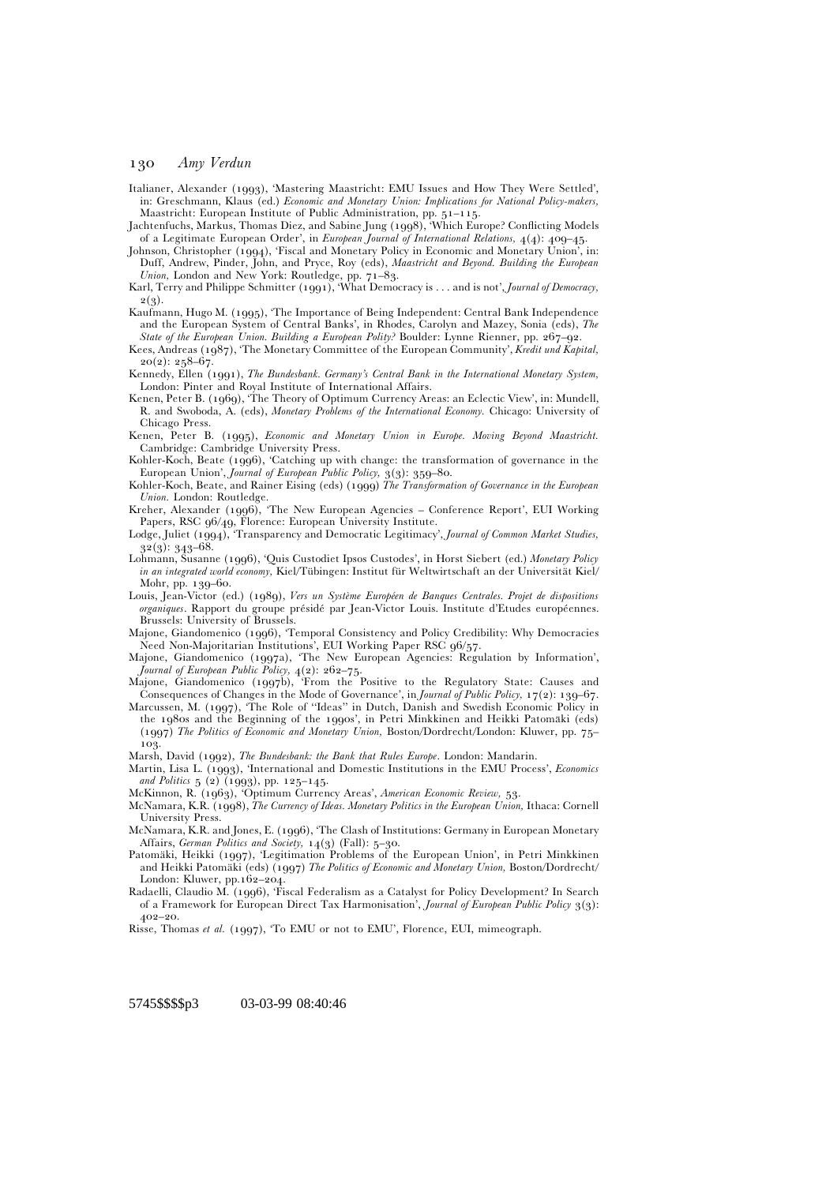Italianer, Alexander (1993), 'Mastering Maastricht: EMU Issues and How They Were Settled', in: Greschmann, Klaus (ed.) *Economic and Monetary Union: Implications for National Policy-makers*, Maastricht: European Institute of Public Administration, pp. 51–115.

Jachtenfuchs, Markus, Thomas Diez, and Sabine Jung (1998), 'Which Europe? Conflicting Models of a Legitimate European Order', in *European Journal of International Relations*, 4(4): 409–45.

Johnson, Christopher (1994), 'Fiscal and Monetary Policy in Economic and Monetary Union', in: Duff, Andrew, Pinder, John, and Pryce, Roy (eds), *Maastricht and Beyond. Building the European Union*, London and New York: Routledge, pp. 71–83.

Karl, Terry and Philippe Schmitter (1991), 'What Democracy is . . . and is not', *Journal of Democracy*, 2(3).

Kaufmann, Hugo M. (1995), 'The Importance of Being Independent: Central Bank Independence and the European System of Central Banks', in Rhodes, Carolyn and Mazey, Sonia (eds), *The State of the European Union. Building a European Polity?* Boulder: Lynne Rienner, pp. 267–92.

Kees, Andreas (1987), 'The Monetary Committee of the European Community', *Kredit und Kapital*, 20(2): 258–67.

Kennedy, Ellen (1991), *The Bundesbank. Germany's Central Bank in the International Monetary System*, London: Pinter and Royal Institute of International Affairs.

Kenen, Peter B. (1969), 'The Theory of Optimum Currency Areas: an Eclectic View', in: Mundell, R. and Swoboda, A. (eds), *Monetary Problems of the International Economy*. Chicago: University of Chicago Press.

Kenen, Peter B. (1995), *Economic and Monetary Union in Europe. Moving Beyond Maastricht*. Cambridge: Cambridge University Press.

Kohler-Koch, Beate (1996), 'Catching up with change: the transformation of governance in the European Union', *Journal of European Public Policy*, 3(3): 359–80.

Kohler-Koch, Beate, and Rainer Eising (eds) (1999) *The Transformation of Governance in the European Union*. London: Routledge.

Kreher, Alexander (1996), 'The New European Agencies – Conference Report', EUI Working Papers, RSC 96/49, Florence: European University Institute.

Lodge, Juliet (1994), 'Transparency and Democratic Legitimacy', *Journal of Common Market Studies*, 32(3): 343–68.

Lohmann, Susanne (1996), 'Quis Custodiet Ipsos Custodes', in Horst Siebert (ed.) *Monetary Policy in an integrated world economy*, Kiel/Tübingen: Institut für Weltwirtschaft an der Universität Kiel/Mohr, pp. 139–60.

Louis, Jean-Victor (ed.) (1989), *Vers un Système Européen de Banques Centrales. Projet de dispositions organiques*. Rapport du groupe présidé par Jean-Victor Louis. Institute d'Etudes européennes. Brussels: University of Brussels.

Majone, Giandomenico (1996), 'Temporal Consistency and Policy Credibility: Why Democracies Need Non-Majoritarian Institutions', EUI Working Paper RSC 96/57.

Majone, Giandomenico (1997a), 'The New European Agencies: Regulation by Information', *Journal of European Public Policy*, 4(2): 262–75.

Majone, Giandomenico (1997b), 'From the Positive to the Regulatory State: Causes and Consequences of Changes in the Mode of Governance', in *Journal of Public Policy*, 17(2): 139–67.

Marcussen, M. (1997), 'The Role of "Ideas" in Dutch, Danish and Swedish Economic Policy in the 1980s and the Beginning of the 1990s', in Petri Minkkinen and Heikki Patomäki (eds) (1997) *The Politics of Economic and Monetary Union*, Boston/Dordrecht/London: Kluwer, pp. 75–103.

Marsh, David (1992), *The Bundesbank: the Bank that Rules Europe*. London: Mandarin.

Martin, Lisa L. (1993), 'International and Domestic Institutions in the EMU Process', *Economics and Politics* 5 (2) (1993), pp. 125–145.

McKinnon, R. (1963), 'Optimum Currency Areas', *American Economic Review*, 53.

McNamara, K.R. (1998), *The Currency of Ideas. Monetary Politics in the European Union*, Ithaca: Cornell University Press.

McNamara, K.R. and Jones, E. (1996), 'The Clash of Institutions: Germany in European Monetary Affairs, *German Politics and Society*, 14(3) (Fall): 5–30.

Patomäki, Heikki (1997), 'Legitimation Problems of the European Union', in Petri Minkkinen and Heikki Patomäki (eds) (1997) *The Politics of Economic and Monetary Union*, Boston/Dordrecht/London: Kluwer, pp.162–204.

Radaelli, Claudio M. (1996), 'Fiscal Federalism as a Catalyst for Policy Development? In Search of a Framework for European Direct Tax Harmonisation', *Journal of European Public Policy* 3(3): 402–20.

Risse, Thomas *et al.* (1997), 'To EMU or not to EMU', Florence, EUI, mimeograph.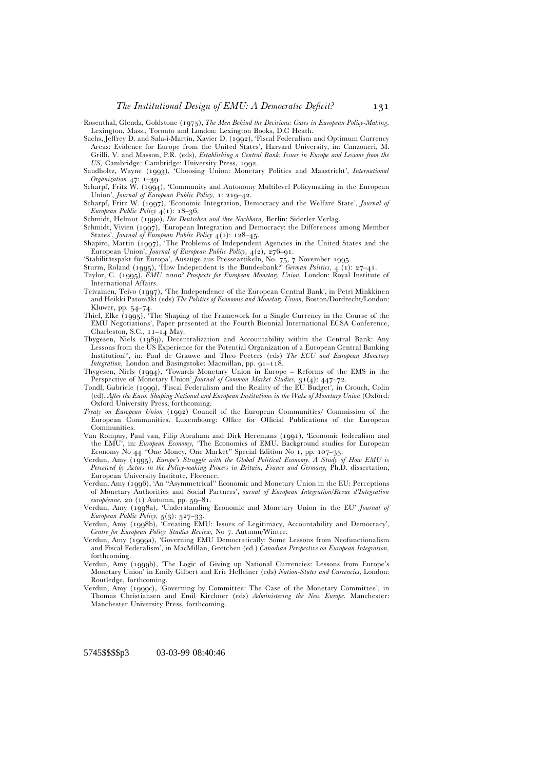Rosenthal, Glenda, Goldstone (1975), *The Men Behind the Decisions: Cases in European Policy-Making.* Lexington, Mass., Toronto and London: Lexington Books, D.C Heath.

Sachs, Jeffrey D. and Sala-i-Martín, Xavier D. (1992), 'Fiscal Federalism and Optimum Currency Areas: Evidence for Europe from the United States', Harvard University, in: Canzoneri, M. Grilli, V. and Masson, P.R. (eds), *Establishing a Central Bank: Issues in Europe and Lessons from the US,* Cambridge: Cambridge: University Press, 1992.

Sandholtz, Wayne (1993), 'Choosing Union: Monetary Politics and Maastricht', *International Organization* 47: 1–39.

Scharpf, Fritz W. (1994), 'Community and Autonomy Multilevel Policymaking in the European Union', *Journal of European Public Policy,* 1: 219–42.

Scharpf, Fritz W. (1997), 'Economic Integration, Democracy and the Welfare State', *Journal of European Public Policy* 4(1): 18–36.

Schmidt, Helmut (1990), *Die Deutschen und ihre Nachbarn,* Berlin: Siderler Verlag.

Schmidt, Vivien (1997), 'European Integration and Democracy: the Differences among Member States', *Journal of European Public Policy* 4(1): 128–45.

Shapiro, Martin (1997), 'The Problems of Independent Agencies in the United States and the European Union', *Journal of European Public Policy,* 4(2), 276–91.

'Stabilitätspakt für Europa', Auszüge aus Presseartikeln, No. 75, 7 November 1995.

Sturm, Roland (1995), 'How Independent is the Bundesbank?' *German Politics,* 4 (1): 27–41.

Taylor, C. (1995), *EMU 2000? Prospects for European Monetary Union,* London: Royal Institute of International Affairs.

Teivainen, Teivo (1997), 'The Independence of the European Central Bank', in Petri Minkkinen and Heikki Patomäki (eds) *The Politics of Economic and Monetary Union,* Boston/Dordrecht/London: Kluwer, pp. 54–74.

Thiel, Elke (1995), 'The Shaping of the Framework for a Single Currency in the Course of the EMU Negotiations', Paper presented at the Fourth Biennial International ECSA Conference, Charleston, S.C., 11–14 May.

Thygesen, Niels (1989), Decentralization and Accountability within the Central Bank: Any Lessons from the US Experience for the Potential Organization of a European Central Banking Institution?', in: Paul de Grauwe and Theo Peeters (eds) *The ECU and European Monetary Integration,* London and Basingstoke: Macmillan, pp. 91–118.

Thygesen, Niels (1994), 'Towards Monetary Union in Europe – Reforms of the EMS in the Perspective of Monetary Union' *Journal of Common Market Studies,* 31(4): 447–72.

Tondl, Gabriele (1999), 'Fiscal Federalism and the Reality of the EU Budget', in Crouch, Colin (ed), *After the Euro: Shaping National and European Institutions in the Wake of Monetary Union* (Oxford: Oxford University Press, forthcoming.

*Treaty on European Union* (1992) Council of the European Communities/ Commission of the European Communities. Luxembourg: Office for Official Publications of the European Communities.

Van Rompuy, Paul van, Filip Abraham and Dirk Heremans (1991), 'Economic federalism and the EMU', in: *European Economy,* 'The Economics of EMU. Background studies for European Economy No 44 "One Money, One Market" Special Edition No 1, pp. 107–35.

Verdun, Amy (1995), *Europe's Struggle with the Global Political Economy. A Study of How EMU is Perceived by Actors in the Policy-making Process in Britain, France and Germany,* Ph.D. dissertation, European University Institute, Florence.

Verdun, Amy (1996), 'An "Asymmetrical" Economic and Monetary Union in the EU: Perceptions of Monetary Authorities and Social Partners', *ournal of European Integration/Revue d'Integration européenne,* 20 (1) Autumn, pp. 59–81.

Verdun, Amy (1998a), 'Understanding Economic and Monetary Union in the EU' *Journal of European Public Policy,* 5(3): 527–33.

Verdun, Amy (1998b), 'Creating EMU: Issues of Legitimacy, Accountability and Democracy', *Centre for European Policy Studies Review,* No 7. Autumn/Winter.

Verdun, Amy (1999a), 'Governing EMU Democratically: Some Lessons from Neofunctionalism and Fiscal Federalism', in MacMillan, Gretchen (ed.) *Canadian Perspective on European Integration,* forthcoming.

Verdun, Amy (1999b), 'The Logic of Giving up National Currencies: Lessons from Europe's Monetary Union' in Emily Gilbert and Eric Helleiner (eds) *Nation-States and Currencies,* London: Routledge, forthcoming.

Verdun, Amy (1999c), 'Governing by Committee: The Case of the Monetary Committee', in Thomas Christiansen and Emil Kirchner (eds) *Administering the New Europe.* Manchester: Manchester University Press, forthcoming.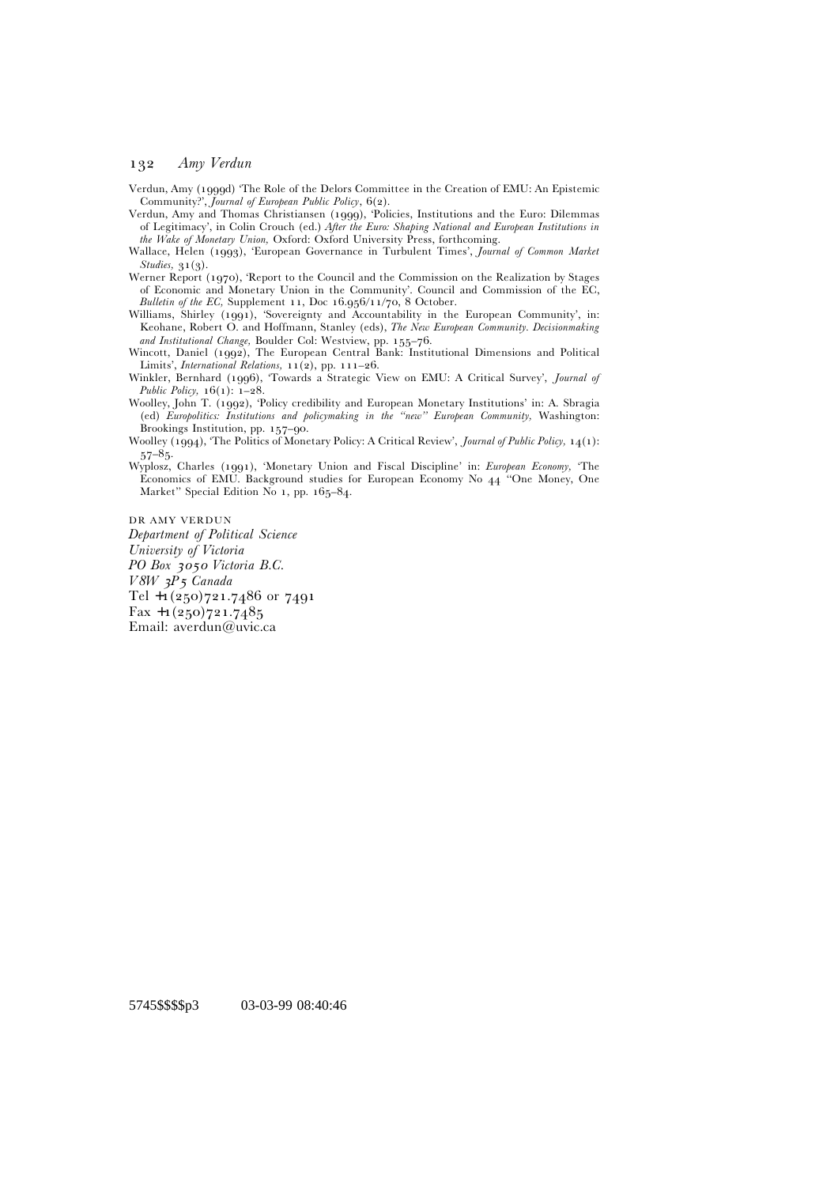Verdun, Amy (1999d) 'The Role of the Delors Committee in the Creation of EMU: An Epistemic Community?', *Journal of European Public Policy*, 6(2).

Verdun, Amy and Thomas Christiansen (1999), 'Policies, Institutions and the Euro: Dilemmas of Legitimacy', in Colin Crouch (ed.) *After the Euro: Shaping National and European Institutions in the Wake of Monetary Union,* Oxford: Oxford University Press, forthcoming.

Wallace, Helen (1993), 'European Governance in Turbulent Times', *Journal of Common Market Studies,* 31(3).

Werner Report (1970), 'Report to the Council and the Commission on the Realization by Stages of Economic and Monetary Union in the Community'. Council and Commission of the EC, *Bulletin of the EC,* Supplement 11, Doc 16.956/11/70, 8 October.

Williams, Shirley (1991), 'Sovereignty and Accountability in the European Community', in: Keohane, Robert O. and Hoffmann, Stanley (eds), *The New European Community. Decisionmaking and Institutional Change,* Boulder Col: Westview, pp. 155–76.

Wincott, Daniel (1992), The European Central Bank: Institutional Dimensions and Political Limits', *International Relations,* 11(2), pp. 111–26.

Winkler, Bernhard (1996), 'Towards a Strategic View on EMU: A Critical Survey', *Journal of Public Policy,* 16(1): 1–28.

Woolley, John T. (1992), 'Policy credibility and European Monetary Institutions' in: A. Sbragia (ed) *Europolitics: Institutions and policymaking in the "new" European Community,* Washington: Brookings Institution, pp. 157–90.

Woolley (1994), 'The Politics of Monetary Policy: A Critical Review', *Journal of Public Policy,* 14(1): 57–85.

Wyplosz, Charles (1991), 'Monetary Union and Fiscal Discipline' in: *European Economy,* 'The Economics of EMU. Background studies for European Economy No 44 "One Money, One Market" Special Edition No 1, pp. 165–84.

DR AMY VERDUN
*Department of Political Science*
*University of Victoria*
*PO Box 3050 Victoria B.C.*
*V8W 3P5 Canada*
Tel +1(250)721.7486 or 7491
Fax +1(250)721.7485
Email: averdun@uvic.ca